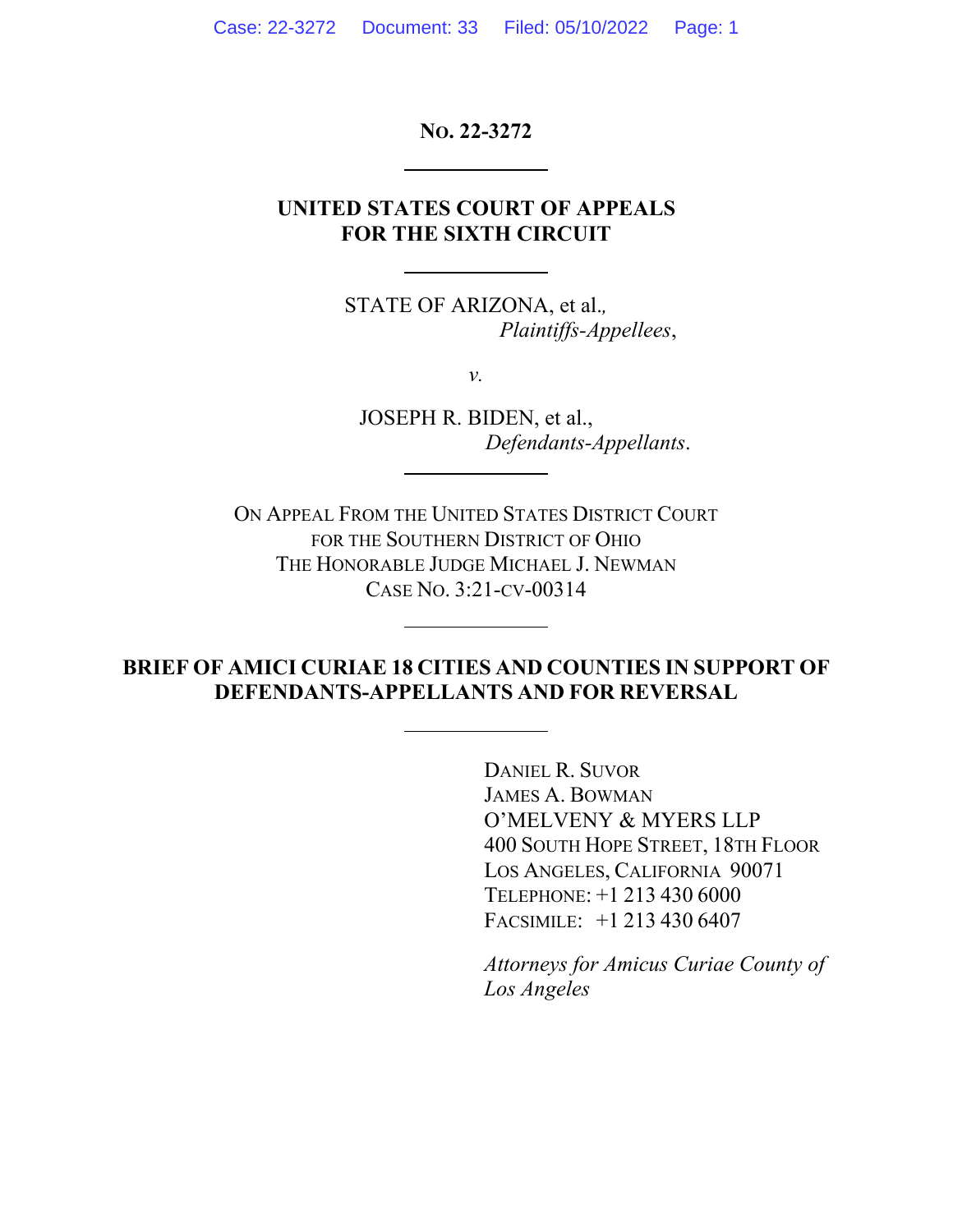**NO. 22-3272**

---

**UNITED STATES COURT OF APPEALS**
**FOR THE SIXTH CIRCUIT**

---

STATE OF ARIZONA, et al*.,*
*Plaintiffs-Appellees*,

*v.*

JOSEPH R. BIDEN, et al.,
*Defendants-Appellants*.

---

ON APPEAL FROM THE UNITED STATES DISTRICT COURT
FOR THE SOUTHERN DISTRICT OF OHIO
THE HONORABLE JUDGE MICHAEL J. NEWMAN
CASE NO. 3:21-CV-00314

---

**BRIEF OF AMICI CURIAE 18 CITIES AND COUNTIES IN SUPPORT OF DEFENDANTS-APPELLANTS AND FOR REVERSAL**

---

DANIEL R. SUVOR
JAMES A. BOWMAN
O'MELVENY & MYERS LLP
400 SOUTH HOPE STREET, 18TH FLOOR
LOS ANGELES, CALIFORNIA 90071
TELEPHONE: +1 213 430 6000
FACSIMILE: +1 213 430 6407

*Attorneys for Amicus Curiae County of Los Angeles*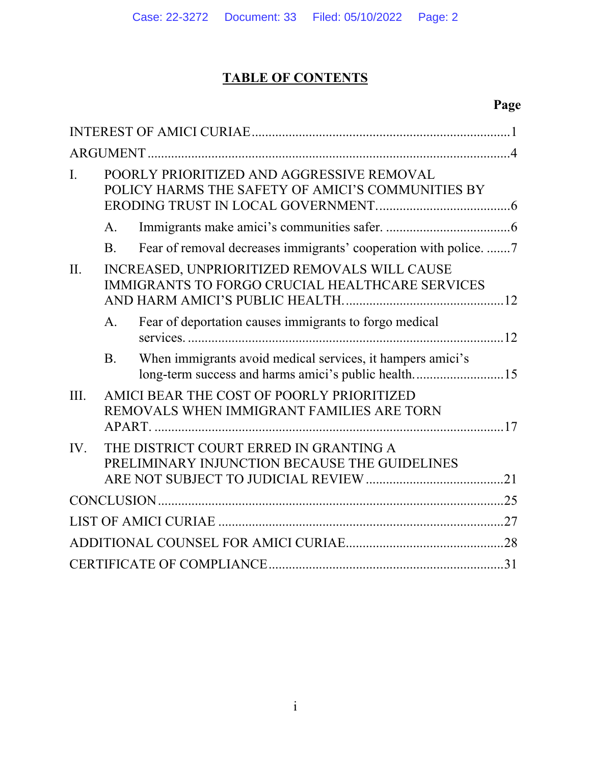# TABLE OF CONTENTS

**Page**

INTEREST OF AMICI CURIAE .......... 1

ARGUMENT .......... 4

I. POORLY PRIORITIZED AND AGGRESSIVE REMOVAL POLICY HARMS THE SAFETY OF AMICI'S COMMUNITIES BY ERODING TRUST IN LOCAL GOVERNMENT. .......... 6

  A. Immigrants make amici's communities safer. .......... 6

  B. Fear of removal decreases immigrants' cooperation with police. .......... 7

II. INCREASED, UNPRIORITIZED REMOVALS WILL CAUSE IMMIGRANTS TO FORGO CRUCIAL HEALTHCARE SERVICES AND HARM AMICI'S PUBLIC HEALTH. .......... 12

  A. Fear of deportation causes immigrants to forgo medical services. .......... 12

  B. When immigrants avoid medical services, it hampers amici's long-term success and harms amici's public health. .......... 15

III. AMICI BEAR THE COST OF POORLY PRIORITIZED REMOVALS WHEN IMMIGRANT FAMILIES ARE TORN APART. .......... 17

IV. THE DISTRICT COURT ERRED IN GRANTING A PRELIMINARY INJUNCTION BECAUSE THE GUIDELINES ARE NOT SUBJECT TO JUDICIAL REVIEW .......... 21

CONCLUSION .......... 25

LIST OF AMICI CURIAE .......... 27

ADDITIONAL COUNSEL FOR AMICI CURIAE .......... 28

CERTIFICATE OF COMPLIANCE .......... 31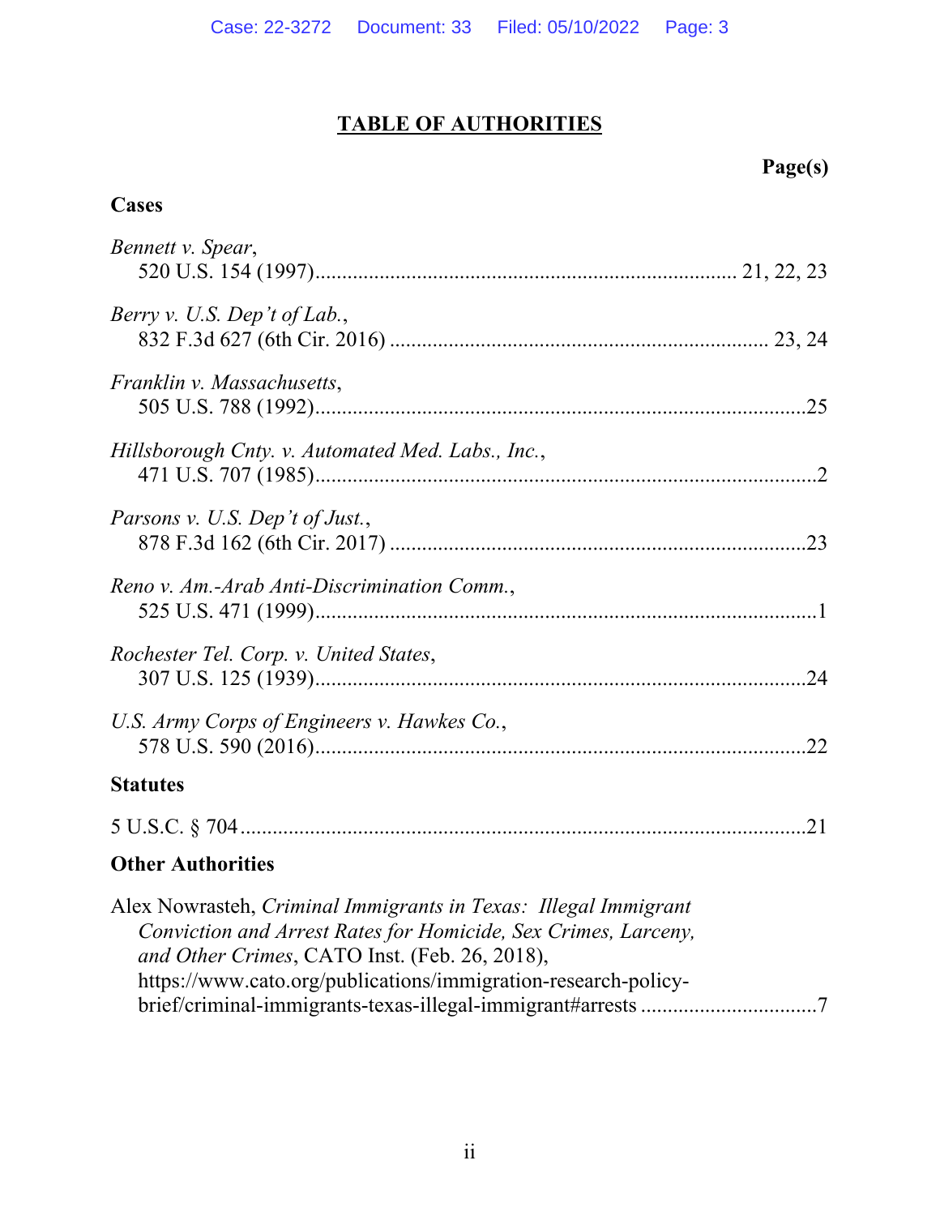# TABLE OF AUTHORITIES

**Page(s)**

## Cases

*Bennett v. Spear*,
520 U.S. 154 (1997) ........................................ 21, 22, 23

*Berry v. U.S. Dep't of Lab.*,
832 F.3d 627 (6th Cir. 2016) ........................................ 23, 24

*Franklin v. Massachusetts*,
505 U.S. 788 (1992) ........................................ 25

*Hillsborough Cnty. v. Automated Med. Labs., Inc.*,
471 U.S. 707 (1985) ........................................ 2

*Parsons v. U.S. Dep't of Just.*,
878 F.3d 162 (6th Cir. 2017) ........................................ 23

*Reno v. Am.-Arab Anti-Discrimination Comm.*,
525 U.S. 471 (1999) ........................................ 1

*Rochester Tel. Corp. v. United States*,
307 U.S. 125 (1939) ........................................ 24

*U.S. Army Corps of Engineers v. Hawkes Co.*,
578 U.S. 590 (2016) ........................................ 22

## Statutes

5 U.S.C. § 704 ........................................ 21

## Other Authorities

Alex Nowrasteh, *Criminal Immigrants in Texas: Illegal Immigrant Conviction and Arrest Rates for Homicide, Sex Crimes, Larceny, and Other Crimes*, CATO Inst. (Feb. 26, 2018), https://www.cato.org/publications/immigration-research-policy-brief/criminal-immigrants-texas-illegal-immigrant#arrests ........................................ 7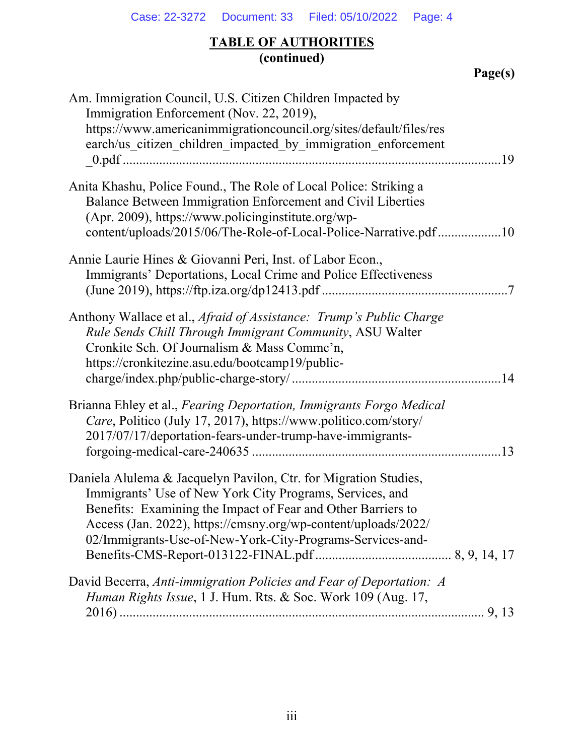**TABLE OF AUTHORITIES**
**(continued)**

**Page(s)**

Am. Immigration Council, U.S. Citizen Children Impacted by Immigration Enforcement (Nov. 22, 2019), https://www.americanimmigrationcouncil.org/sites/default/files/research/us_citizen_children_impacted_by_immigration_enforcement_0.pdf ....................19

Anita Khashu, Police Found., The Role of Local Police: Striking a Balance Between Immigration Enforcement and Civil Liberties (Apr. 2009), https://www.policinginstitute.org/wp-content/uploads/2015/06/The-Role-of-Local-Police-Narrative.pdf ....................10

Annie Laurie Hines & Giovanni Peri, Inst. of Labor Econ., Immigrants' Deportations, Local Crime and Police Effectiveness (June 2019), https://ftp.iza.org/dp12413.pdf ....................7

Anthony Wallace et al., *Afraid of Assistance: Trump's Public Charge Rule Sends Chill Through Immigrant Community*, ASU Walter Cronkite Sch. Of Journalism & Mass Commc'n, https://cronkitezine.asu.edu/bootcamp19/public-charge/index.php/public-charge-story/ ....................14

Brianna Ehley et al., *Fearing Deportation, Immigrants Forgo Medical Care*, Politico (July 17, 2017), https://www.politico.com/story/2017/07/17/deportation-fears-under-trump-have-immigrants-forgoing-medical-care-240635 ....................13

Daniela Alulema & Jacquelyn Pavilon, Ctr. for Migration Studies, Immigrants' Use of New York City Programs, Services, and Benefits: Examining the Impact of Fear and Other Barriers to Access (Jan. 2022), https://cmsny.org/wp-content/uploads/2022/02/Immigrants-Use-of-New-York-City-Programs-Services-and-Benefits-CMS-Report-013122-FINAL.pdf .................... 8, 9, 14, 17

David Becerra, *Anti-immigration Policies and Fear of Deportation: A Human Rights Issue*, 1 J. Hum. Rts. & Soc. Work 109 (Aug. 17, 2016) .................... 9, 13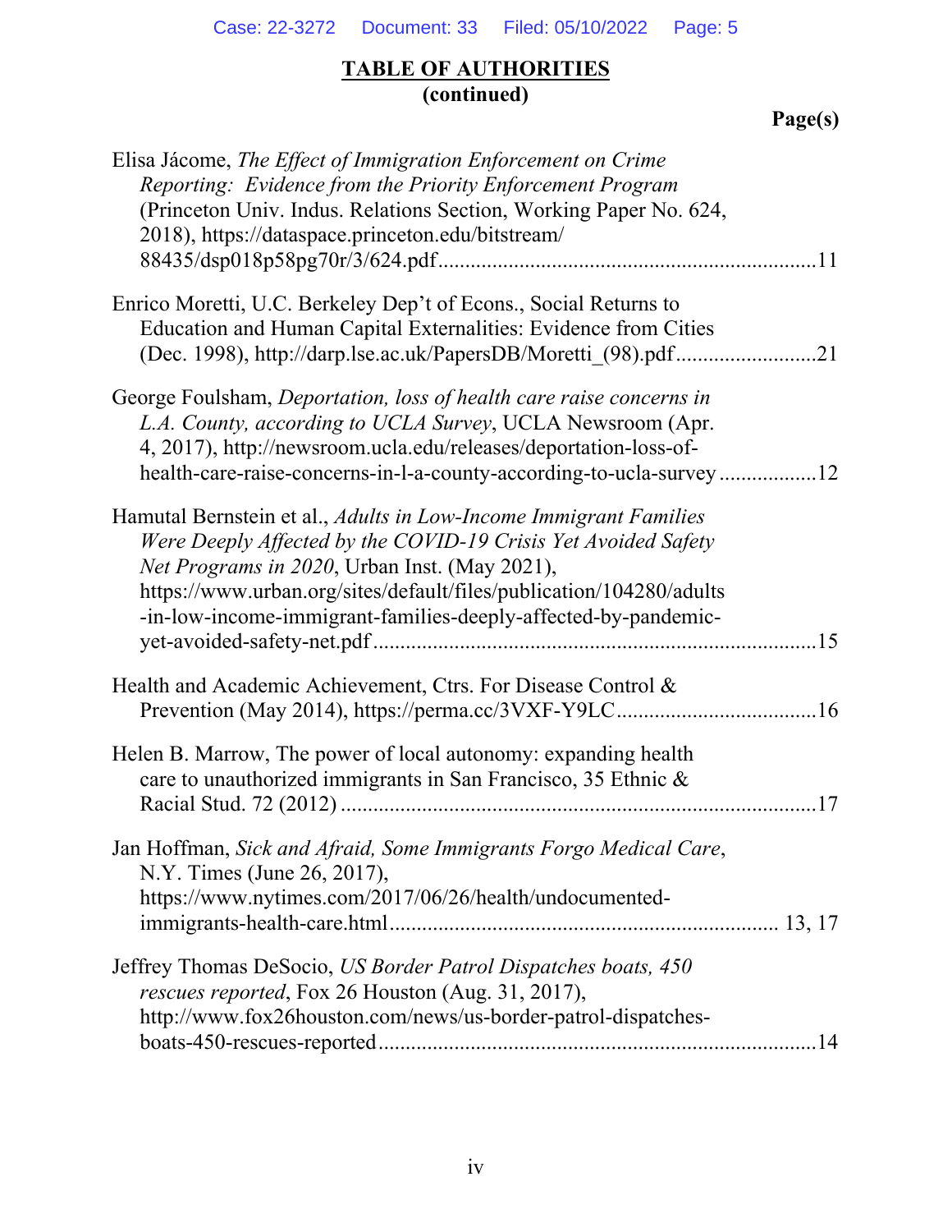**TABLE OF AUTHORITIES**
**(continued)**

**Page(s)**

Elisa Jácome, *The Effect of Immigration Enforcement on Crime Reporting: Evidence from the Priority Enforcement Program* (Princeton Univ. Indus. Relations Section, Working Paper No. 624, 2018), https://dataspace.princeton.edu/bitstream/88435/dsp018p58pg70r/3/624.pdf ....................11

Enrico Moretti, U.C. Berkeley Dep't of Econs., Social Returns to Education and Human Capital Externalities: Evidence from Cities (Dec. 1998), http://darp.lse.ac.uk/PapersDB/Moretti_(98).pdf ....................21

George Foulsham, *Deportation, loss of health care raise concerns in L.A. County, according to UCLA Survey*, UCLA Newsroom (Apr. 4, 2017), http://newsroom.ucla.edu/releases/deportation-loss-of-health-care-raise-concerns-in-l-a-county-according-to-ucla-survey ....................12

Hamutal Bernstein et al., *Adults in Low-Income Immigrant Families Were Deeply Affected by the COVID-19 Crisis Yet Avoided Safety Net Programs in 2020*, Urban Inst. (May 2021), https://www.urban.org/sites/default/files/publication/104280/adults-in-low-income-immigrant-families-deeply-affected-by-pandemic-yet-avoided-safety-net.pdf ....................15

Health and Academic Achievement, Ctrs. For Disease Control & Prevention (May 2014), https://perma.cc/3VXF-Y9LC ....................16

Helen B. Marrow, The power of local autonomy: expanding health care to unauthorized immigrants in San Francisco, 35 Ethnic & Racial Stud. 72 (2012) ....................17

Jan Hoffman, *Sick and Afraid, Some Immigrants Forgo Medical Care*, N.Y. Times (June 26, 2017), https://www.nytimes.com/2017/06/26/health/undocumented-immigrants-health-care.html .................... 13, 17

Jeffrey Thomas DeSocio, *US Border Patrol Dispatches boats, 450 rescues reported*, Fox 26 Houston (Aug. 31, 2017), http://www.fox26houston.com/news/us-border-patrol-dispatches-boats-450-rescues-reported ....................14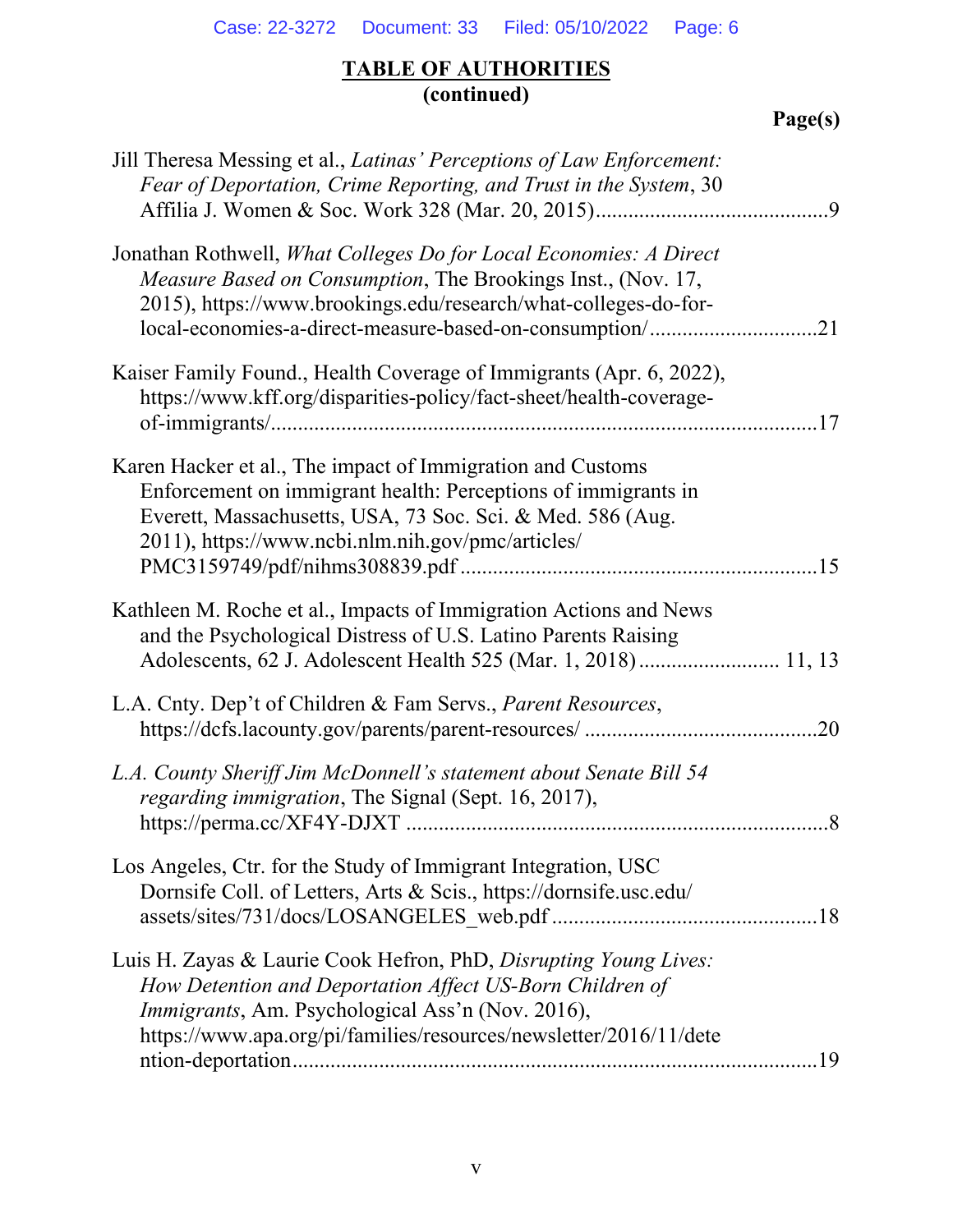**TABLE OF AUTHORITIES**
**(continued)**

**Page(s)**

Jill Theresa Messing et al., *Latinas' Perceptions of Law Enforcement: Fear of Deportation, Crime Reporting, and Trust in the System*, 30 Affilia J. Women & Soc. Work 328 (Mar. 20, 2015)..........................................9

Jonathan Rothwell, *What Colleges Do for Local Economies: A Direct Measure Based on Consumption*, The Brookings Inst., (Nov. 17, 2015), https://www.brookings.edu/research/what-colleges-do-for-local-economies-a-direct-measure-based-on-consumption/..............................21

Kaiser Family Found., Health Coverage of Immigrants (Apr. 6, 2022), https://www.kff.org/disparities-policy/fact-sheet/health-coverage-of-immigrants/....................................................................................17

Karen Hacker et al., The impact of Immigration and Customs Enforcement on immigrant health: Perceptions of immigrants in Everett, Massachusetts, USA, 73 Soc. Sci. & Med. 586 (Aug. 2011), https://www.ncbi.nlm.nih.gov/pmc/articles/PMC3159749/pdf/nihms308839.pdf .................................................................15

Kathleen M. Roche et al., Impacts of Immigration Actions and News and the Psychological Distress of U.S. Latino Parents Raising Adolescents, 62 J. Adolescent Health 525 (Mar. 1, 2018) ......................... 11, 13

L.A. Cnty. Dep't of Children & Fam Servs., *Parent Resources*, https://dcfs.lacounty.gov/parents/parent-resources/ ..........................................20

*L.A. County Sheriff Jim McDonnell's statement about Senate Bill 54 regarding immigration*, The Signal (Sept. 16, 2017), https://perma.cc/XF4Y-DJXT .............................................................................8

Los Angeles, Ctr. for the Study of Immigrant Integration, USC Dornsife Coll. of Letters, Arts & Scis., https://dornsife.usc.edu/assets/sites/731/docs/LOSANGELES_web.pdf ................................................18

Luis H. Zayas & Laurie Cook Hefron, PhD, *Disrupting Young Lives: How Detention and Deportation Affect US-Born Children of Immigrants*, Am. Psychological Ass'n (Nov. 2016), https://www.apa.org/pi/families/resources/newsletter/2016/11/detention-deportation................................................................................................19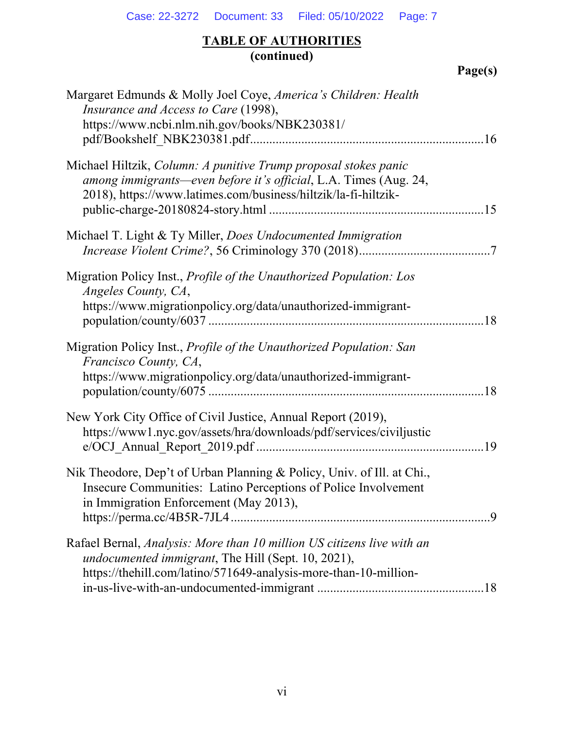**TABLE OF AUTHORITIES**
**(continued)**

**Page(s)**

Margaret Edmunds & Molly Joel Coye, *America's Children: Health Insurance and Access to Care* (1998), https://www.ncbi.nlm.nih.gov/books/NBK230381/pdf/Bookshelf_NBK230381.pdf........................................................................16

Michael Hiltzik, *Column: A punitive Trump proposal stokes panic among immigrants—even before it's official*, L.A. Times (Aug. 24, 2018), https://www.latimes.com/business/hiltzik/la-fi-hiltzik-public-charge-20180824-story.html ..................................................................15

Michael T. Light & Ty Miller, *Does Undocumented Immigration Increase Violent Crime?*, 56 Criminology 370 (2018)........................................7

Migration Policy Inst., *Profile of the Unauthorized Population: Los Angeles County, CA*, https://www.migrationpolicy.org/data/unauthorized-immigrant-population/county/6037 .....................................................................18

Migration Policy Inst., *Profile of the Unauthorized Population: San Francisco County, CA*, https://www.migrationpolicy.org/data/unauthorized-immigrant-population/county/6075 .....................................................................18

New York City Office of Civil Justice, Annual Report (2019), https://www1.nyc.gov/assets/hra/downloads/pdf/services/civiljustice/OCJ_Annual_Report_2019.pdf ......................................................................19

Nik Theodore, Dep't of Urban Planning & Policy, Univ. of Ill. at Chi., Insecure Communities: Latino Perceptions of Police Involvement in Immigration Enforcement (May 2013), https://perma.cc/4B5R-7JL4.................................................................................9

Rafael Bernal, *Analysis: More than 10 million US citizens live with an undocumented immigrant*, The Hill (Sept. 10, 2021), https://thehill.com/latino/571649-analysis-more-than-10-million-in-us-live-with-an-undocumented-immigrant ...................................................18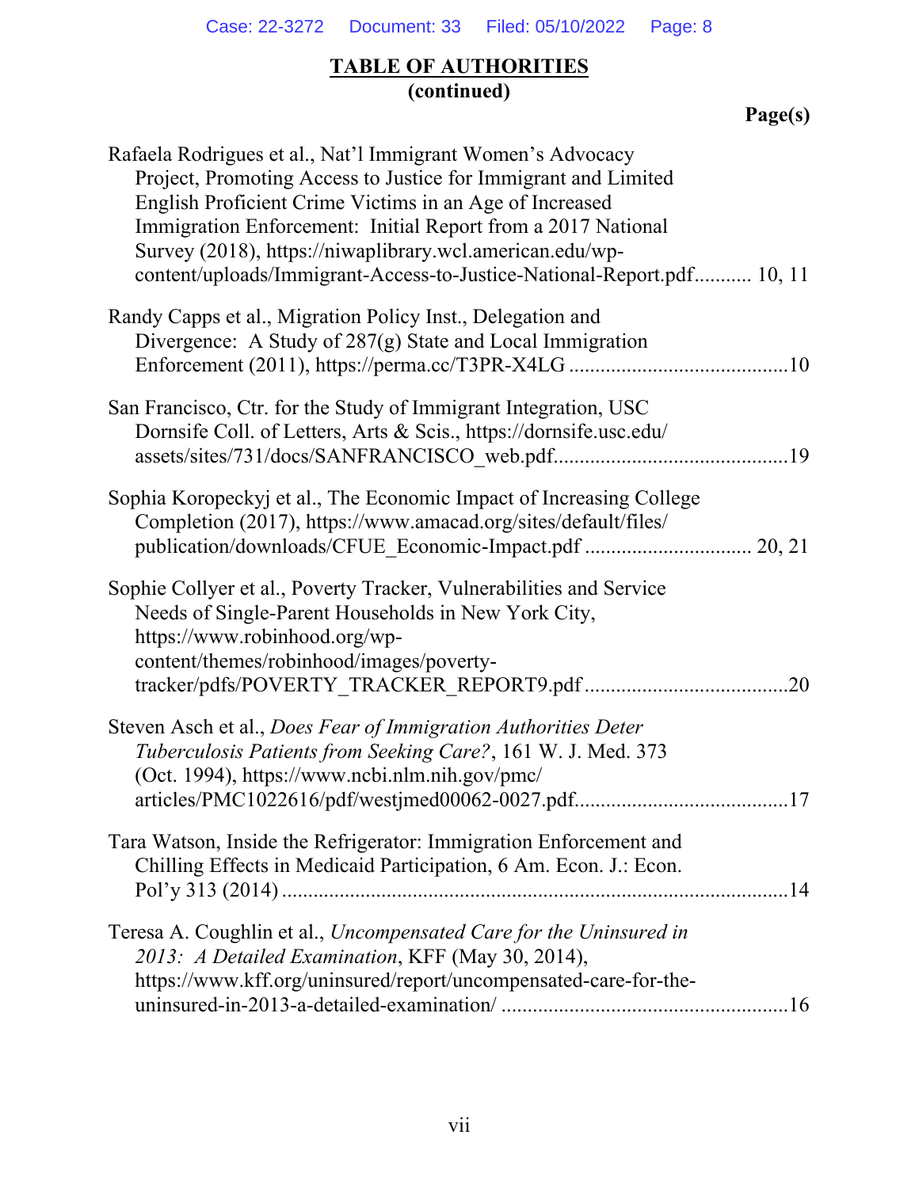**TABLE OF AUTHORITIES**
**(continued)**

**Page(s)**

Rafaela Rodrigues et al., Nat'l Immigrant Women's Advocacy Project, Promoting Access to Justice for Immigrant and Limited English Proficient Crime Victims in an Age of Increased Immigration Enforcement: Initial Report from a 2017 National Survey (2018), https://niwaplibrary.wcl.american.edu/wp-content/uploads/Immigrant-Access-to-Justice-National-Report.pdf........... 10, 11

Randy Capps et al., Migration Policy Inst., Delegation and Divergence: A Study of 287(g) State and Local Immigration Enforcement (2011), https://perma.cc/T3PR-X4LG .........................................10

San Francisco, Ctr. for the Study of Immigrant Integration, USC Dornsife Coll. of Letters, Arts & Scis., https://dornsife.usc.edu/assets/sites/731/docs/SANFRANCISCO_web.pdf............................................19

Sophia Koropeckyj et al., The Economic Impact of Increasing College Completion (2017), https://www.amacad.org/sites/default/files/publication/downloads/CFUE_Economic-Impact.pdf ............................... 20, 21

Sophie Collyer et al., Poverty Tracker, Vulnerabilities and Service Needs of Single-Parent Households in New York City, https://www.robinhood.org/wp-content/themes/robinhood/images/poverty-tracker/pdfs/POVERTY_TRACKER_REPORT9.pdf .......................................20

Steven Asch et al., *Does Fear of Immigration Authorities Deter Tuberculosis Patients from Seeking Care?*, 161 W. J. Med. 373 (Oct. 1994), https://www.ncbi.nlm.nih.gov/pmc/articles/PMC1022616/pdf/westjmed00062-0027.pdf.........................................17

Tara Watson, Inside the Refrigerator: Immigration Enforcement and Chilling Effects in Medicaid Participation, 6 Am. Econ. J.: Econ. Pol'y 313 (2014) .................................................................................................14

Teresa A. Coughlin et al., *Uncompensated Care for the Uninsured in 2013: A Detailed Examination*, KFF (May 30, 2014), https://www.kff.org/uninsured/report/uncompensated-care-for-the-uninsured-in-2013-a-detailed-examination/ .......................................................16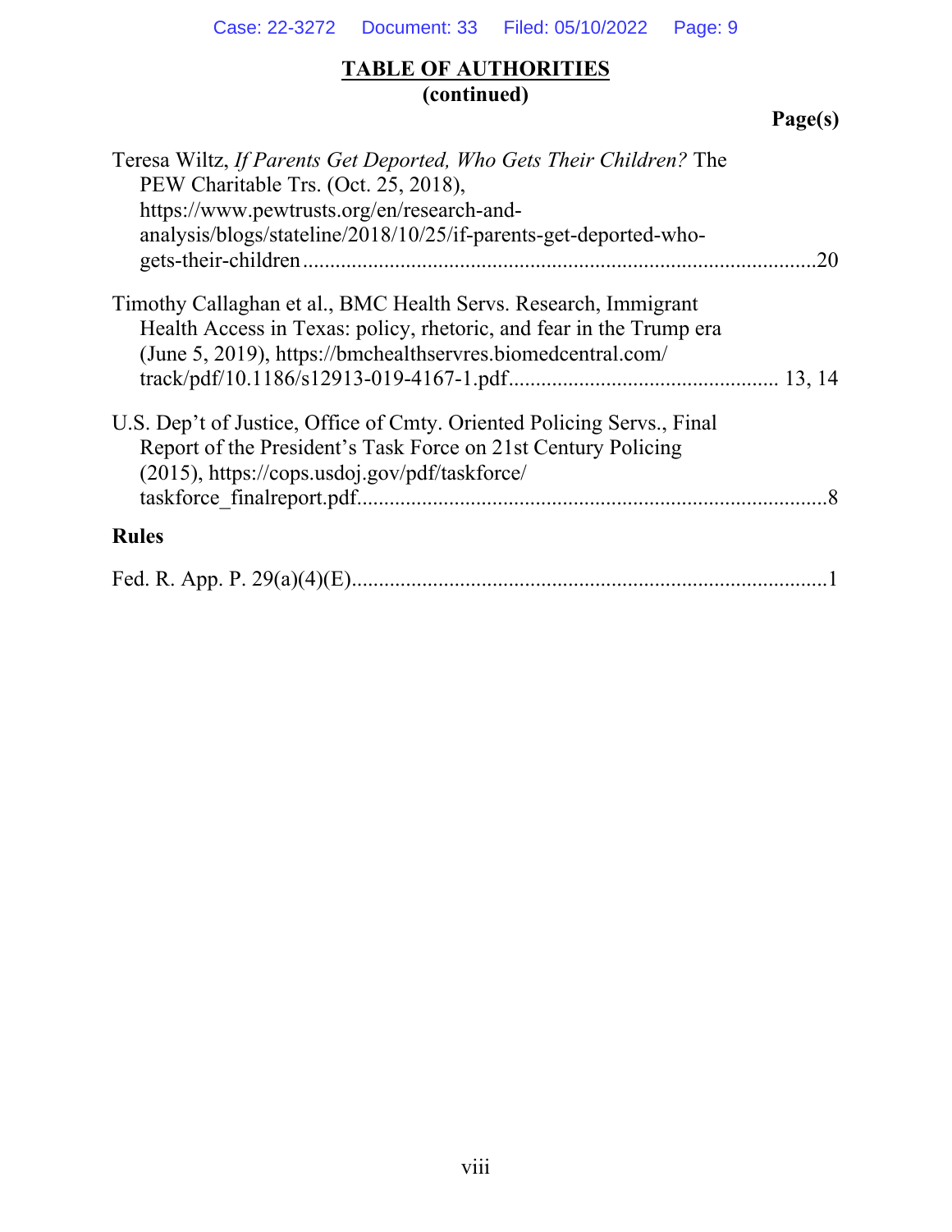## TABLE OF AUTHORITIES
**(continued)**

**Page(s)**

Teresa Wiltz, *If Parents Get Deported, Who Gets Their Children?* The PEW Charitable Trs. (Oct. 25, 2018), https://www.pewtrusts.org/en/research-and-analysis/blogs/stateline/2018/10/25/if-parents-get-deported-who-gets-their-children ........................................................................................20

Timothy Callaghan et al., BMC Health Servs. Research, Immigrant Health Access in Texas: policy, rhetoric, and fear in the Trump era (June 5, 2019), https://bmchealthservres.biomedcentral.com/track/pdf/10.1186/s12913-019-4167-1.pdf................................................ 13, 14

U.S. Dep't of Justice, Office of Cmty. Oriented Policing Servs., Final Report of the President's Task Force on 21st Century Policing (2015), https://cops.usdoj.gov/pdf/taskforce/taskforce_finalreport.pdf.......................................................................................8

**Rules**

Fed. R. App. P. 29(a)(4)(E).......................................................................................1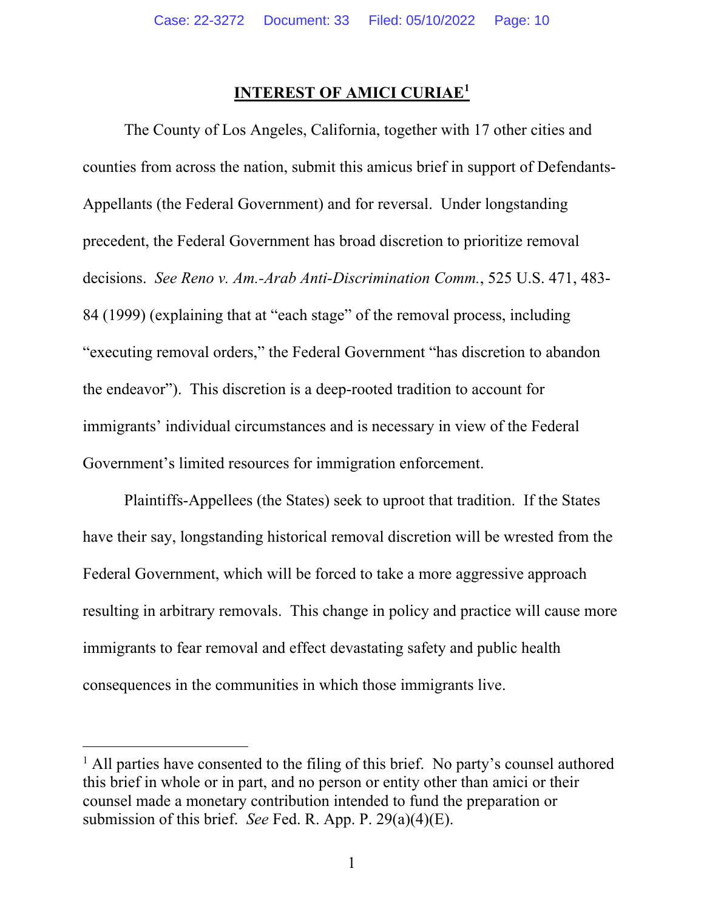# INTEREST OF AMICI CURIAE[1]

The County of Los Angeles, California, together with 17 other cities and counties from across the nation, submit this amicus brief in support of Defendants-Appellants (the Federal Government) and for reversal. Under longstanding precedent, the Federal Government has broad discretion to prioritize removal decisions. *See Reno v. Am.-Arab Anti-Discrimination Comm.*, 525 U.S. 471, 483-84 (1999) (explaining that at "each stage" of the removal process, including "executing removal orders," the Federal Government "has discretion to abandon the endeavor"). This discretion is a deep-rooted tradition to account for immigrants' individual circumstances and is necessary in view of the Federal Government's limited resources for immigration enforcement.

Plaintiffs-Appellees (the States) seek to uproot that tradition. If the States have their say, longstanding historical removal discretion will be wrested from the Federal Government, which will be forced to take a more aggressive approach resulting in arbitrary removals. This change in policy and practice will cause more immigrants to fear removal and effect devastating safety and public health consequences in the communities in which those immigrants live.

---

[1] All parties have consented to the filing of this brief. No party's counsel authored this brief in whole or in part, and no person or entity other than amici or their counsel made a monetary contribution intended to fund the preparation or submission of this brief. *See* Fed. R. App. P. 29(a)(4)(E).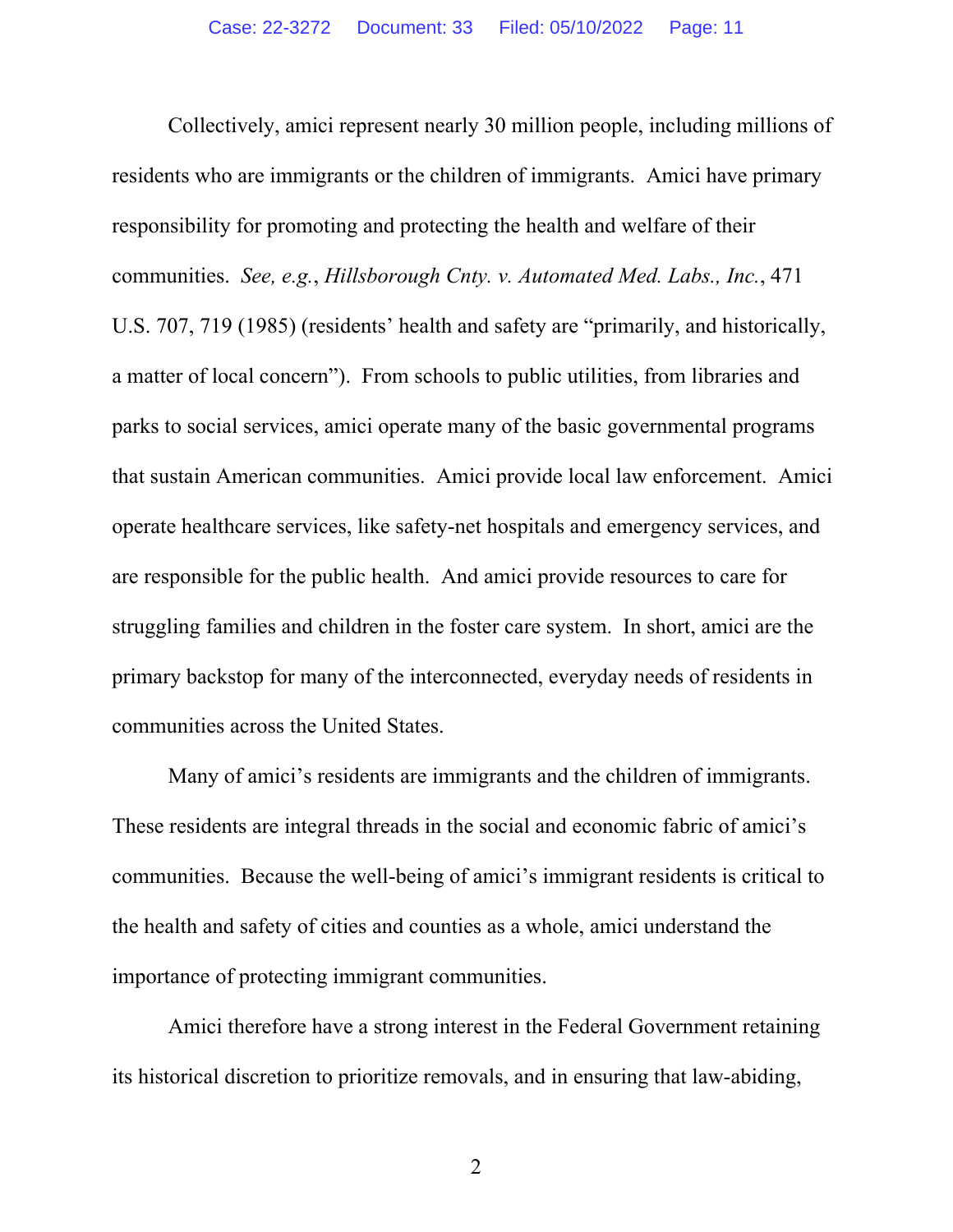Collectively, amici represent nearly 30 million people, including millions of residents who are immigrants or the children of immigrants. Amici have primary responsibility for promoting and protecting the health and welfare of their communities. *See, e.g.*, *Hillsborough Cnty. v. Automated Med. Labs., Inc.*, 471 U.S. 707, 719 (1985) (residents' health and safety are "primarily, and historically, a matter of local concern"). From schools to public utilities, from libraries and parks to social services, amici operate many of the basic governmental programs that sustain American communities. Amici provide local law enforcement. Amici operate healthcare services, like safety-net hospitals and emergency services, and are responsible for the public health. And amici provide resources to care for struggling families and children in the foster care system. In short, amici are the primary backstop for many of the interconnected, everyday needs of residents in communities across the United States.

Many of amici's residents are immigrants and the children of immigrants. These residents are integral threads in the social and economic fabric of amici's communities. Because the well-being of amici's immigrant residents is critical to the health and safety of cities and counties as a whole, amici understand the importance of protecting immigrant communities.

Amici therefore have a strong interest in the Federal Government retaining its historical discretion to prioritize removals, and in ensuring that law-abiding,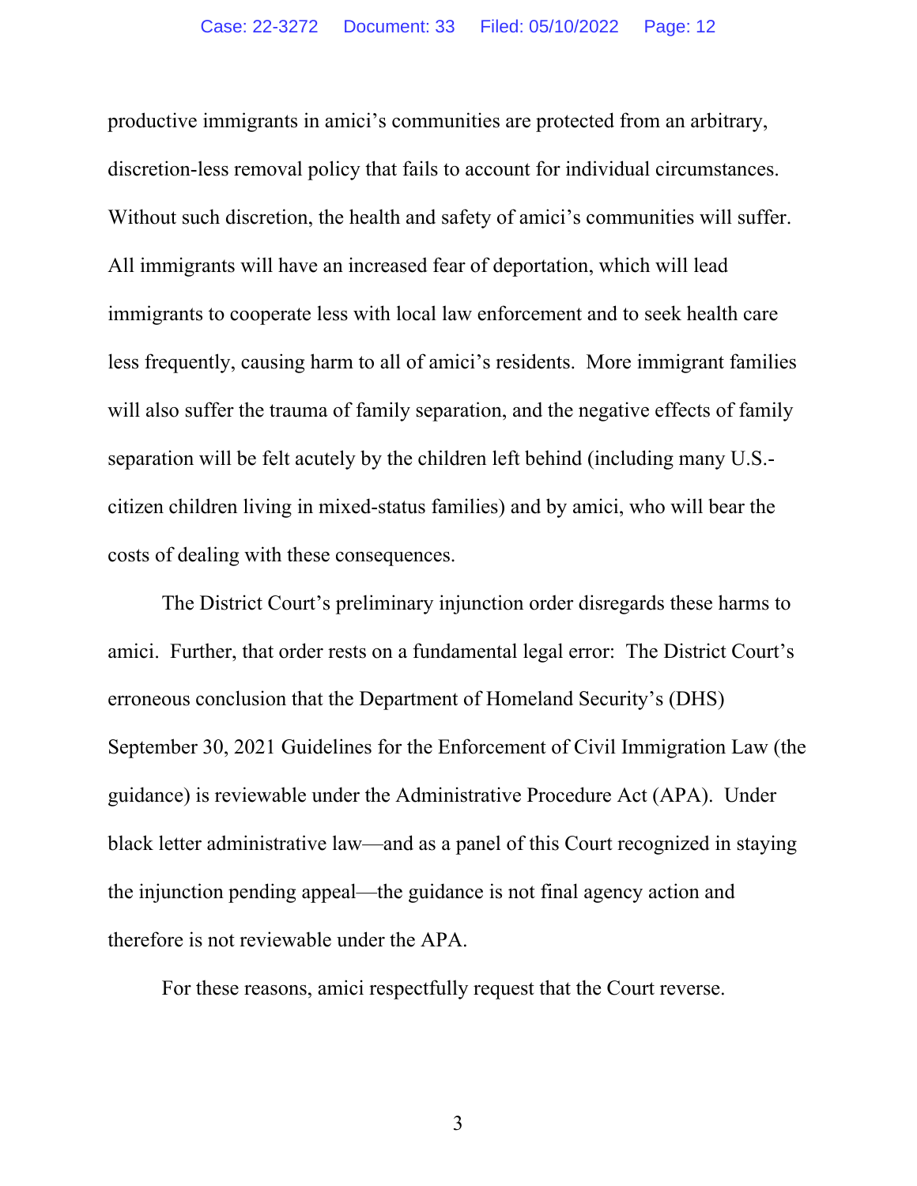productive immigrants in amici's communities are protected from an arbitrary, discretion-less removal policy that fails to account for individual circumstances. Without such discretion, the health and safety of amici's communities will suffer. All immigrants will have an increased fear of deportation, which will lead immigrants to cooperate less with local law enforcement and to seek health care less frequently, causing harm to all of amici's residents. More immigrant families will also suffer the trauma of family separation, and the negative effects of family separation will be felt acutely by the children left behind (including many U.S.-citizen children living in mixed-status families) and by amici, who will bear the costs of dealing with these consequences.

The District Court's preliminary injunction order disregards these harms to amici. Further, that order rests on a fundamental legal error: The District Court's erroneous conclusion that the Department of Homeland Security's (DHS) September 30, 2021 Guidelines for the Enforcement of Civil Immigration Law (the guidance) is reviewable under the Administrative Procedure Act (APA). Under black letter administrative law—and as a panel of this Court recognized in staying the injunction pending appeal—the guidance is not final agency action and therefore is not reviewable under the APA.

For these reasons, amici respectfully request that the Court reverse.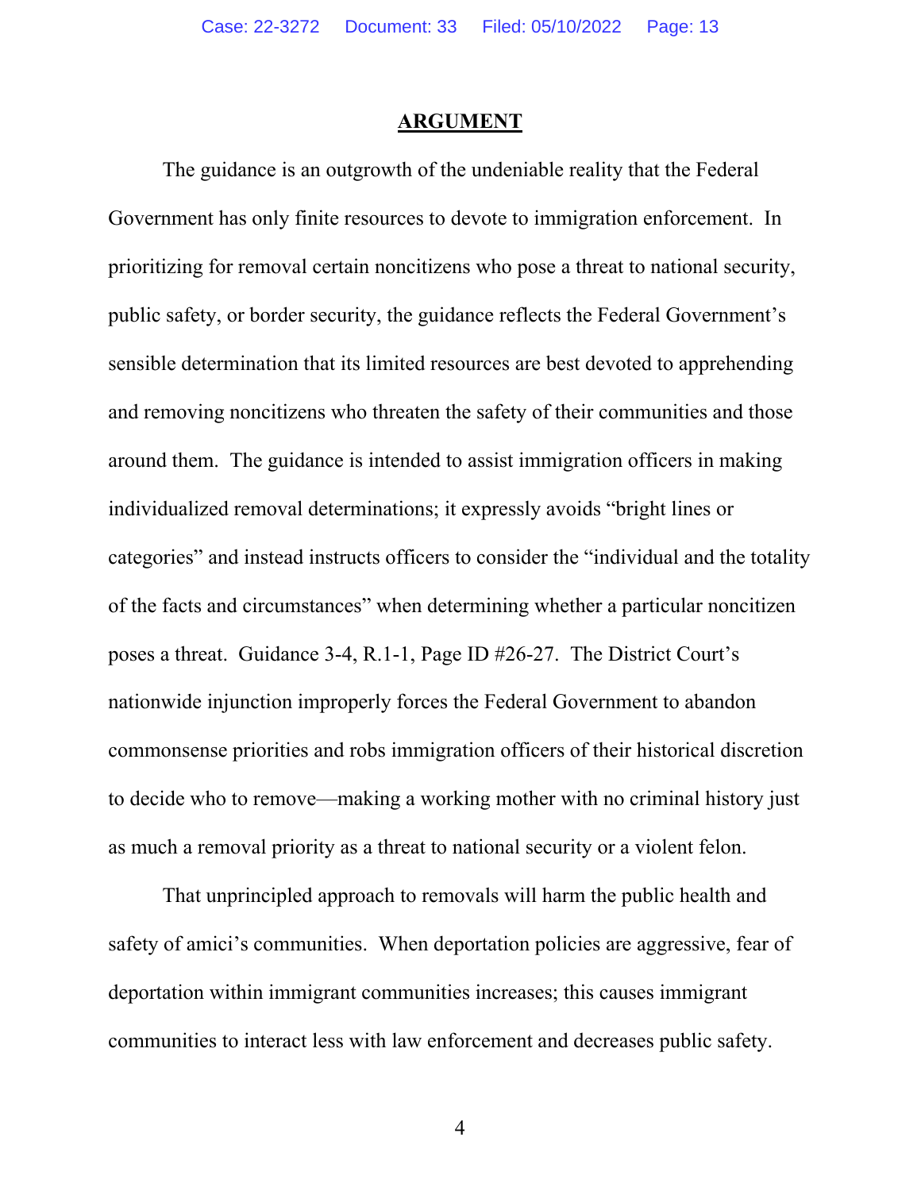## ARGUMENT

The guidance is an outgrowth of the undeniable reality that the Federal Government has only finite resources to devote to immigration enforcement. In prioritizing for removal certain noncitizens who pose a threat to national security, public safety, or border security, the guidance reflects the Federal Government's sensible determination that its limited resources are best devoted to apprehending and removing noncitizens who threaten the safety of their communities and those around them. The guidance is intended to assist immigration officers in making individualized removal determinations; it expressly avoids "bright lines or categories" and instead instructs officers to consider the "individual and the totality of the facts and circumstances" when determining whether a particular noncitizen poses a threat. Guidance 3-4, R.1-1, Page ID #26-27. The District Court's nationwide injunction improperly forces the Federal Government to abandon commonsense priorities and robs immigration officers of their historical discretion to decide who to remove—making a working mother with no criminal history just as much a removal priority as a threat to national security or a violent felon.

That unprincipled approach to removals will harm the public health and safety of amici's communities. When deportation policies are aggressive, fear of deportation within immigrant communities increases; this causes immigrant communities to interact less with law enforcement and decreases public safety.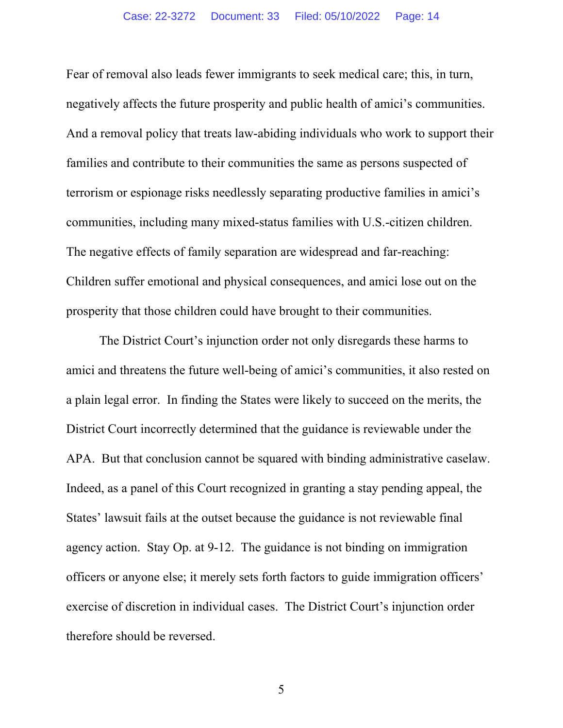Fear of removal also leads fewer immigrants to seek medical care; this, in turn, negatively affects the future prosperity and public health of amici's communities. And a removal policy that treats law-abiding individuals who work to support their families and contribute to their communities the same as persons suspected of terrorism or espionage risks needlessly separating productive families in amici's communities, including many mixed-status families with U.S.-citizen children. The negative effects of family separation are widespread and far-reaching: Children suffer emotional and physical consequences, and amici lose out on the prosperity that those children could have brought to their communities.

The District Court's injunction order not only disregards these harms to amici and threatens the future well-being of amici's communities, it also rested on a plain legal error. In finding the States were likely to succeed on the merits, the District Court incorrectly determined that the guidance is reviewable under the APA. But that conclusion cannot be squared with binding administrative caselaw. Indeed, as a panel of this Court recognized in granting a stay pending appeal, the States' lawsuit fails at the outset because the guidance is not reviewable final agency action. Stay Op. at 9-12. The guidance is not binding on immigration officers or anyone else; it merely sets forth factors to guide immigration officers' exercise of discretion in individual cases. The District Court's injunction order therefore should be reversed.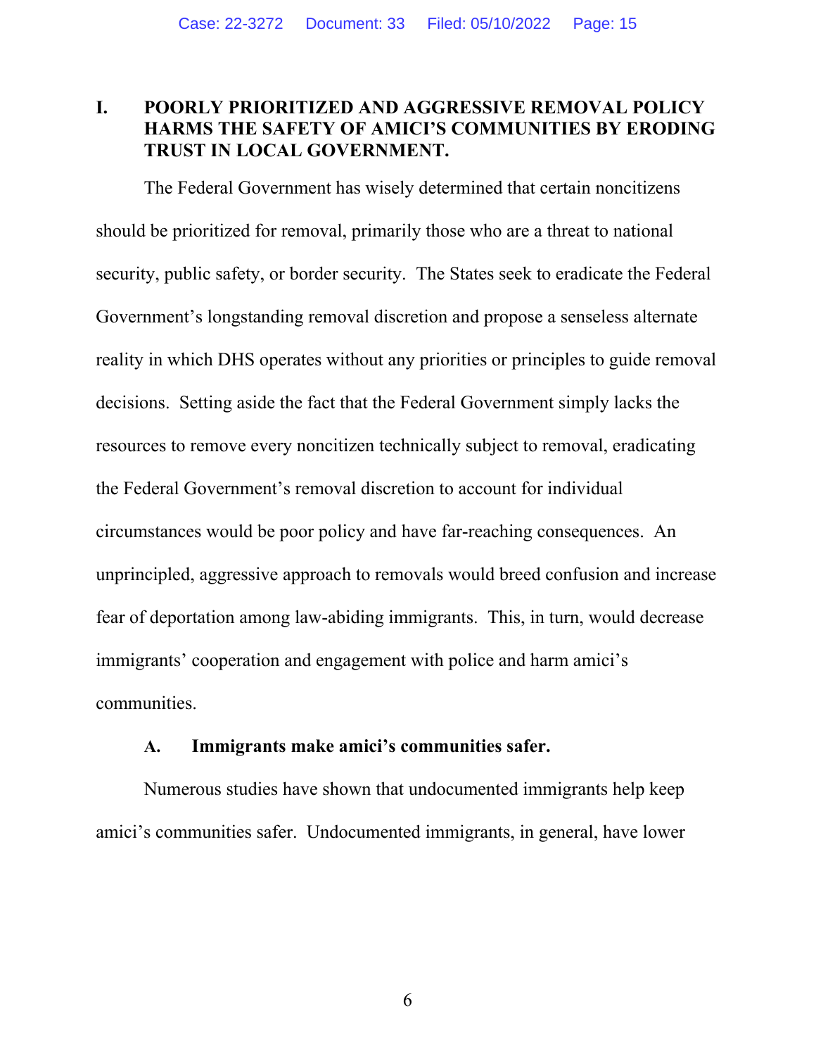## I. POORLY PRIORITIZED AND AGGRESSIVE REMOVAL POLICY HARMS THE SAFETY OF AMICI'S COMMUNITIES BY ERODING TRUST IN LOCAL GOVERNMENT.

The Federal Government has wisely determined that certain noncitizens should be prioritized for removal, primarily those who are a threat to national security, public safety, or border security. The States seek to eradicate the Federal Government's longstanding removal discretion and propose a senseless alternate reality in which DHS operates without any priorities or principles to guide removal decisions. Setting aside the fact that the Federal Government simply lacks the resources to remove every noncitizen technically subject to removal, eradicating the Federal Government's removal discretion to account for individual circumstances would be poor policy and have far-reaching consequences. An unprincipled, aggressive approach to removals would breed confusion and increase fear of deportation among law-abiding immigrants. This, in turn, would decrease immigrants' cooperation and engagement with police and harm amici's communities.

### A. Immigrants make amici's communities safer.

Numerous studies have shown that undocumented immigrants help keep amici's communities safer. Undocumented immigrants, in general, have lower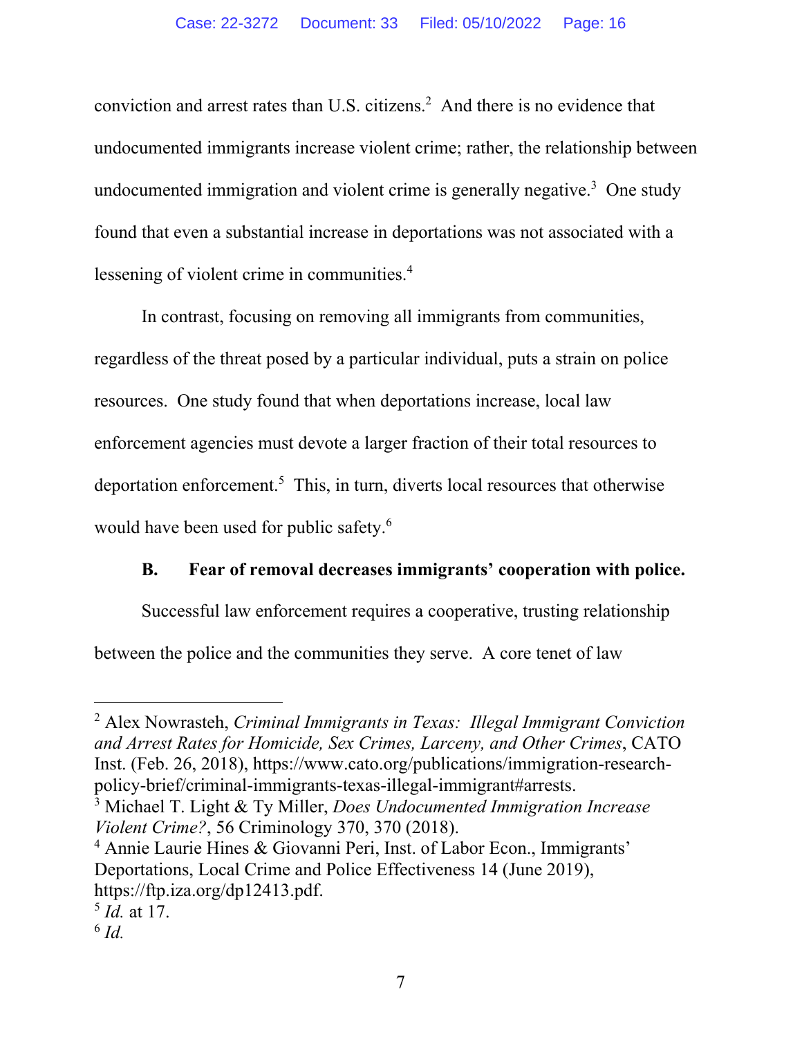conviction and arrest rates than U.S. citizens.[2] And there is no evidence that undocumented immigrants increase violent crime; rather, the relationship between undocumented immigration and violent crime is generally negative.[3] One study found that even a substantial increase in deportations was not associated with a lessening of violent crime in communities.[4]

In contrast, focusing on removing all immigrants from communities, regardless of the threat posed by a particular individual, puts a strain on police resources. One study found that when deportations increase, local law enforcement agencies must devote a larger fraction of their total resources to deportation enforcement.[5] This, in turn, diverts local resources that otherwise would have been used for public safety.[6]

### B. Fear of removal decreases immigrants' cooperation with police.

Successful law enforcement requires a cooperative, trusting relationship between the police and the communities they serve. A core tenet of law

---

[2] Alex Nowrasteh, *Criminal Immigrants in Texas: Illegal Immigrant Conviction and Arrest Rates for Homicide, Sex Crimes, Larceny, and Other Crimes*, CATO Inst. (Feb. 26, 2018), https://www.cato.org/publications/immigration-research-policy-brief/criminal-immigrants-texas-illegal-immigrant#arrests.

[3] Michael T. Light & Ty Miller, *Does Undocumented Immigration Increase Violent Crime?*, 56 Criminology 370, 370 (2018).

[4] Annie Laurie Hines & Giovanni Peri, Inst. of Labor Econ., Immigrants' Deportations, Local Crime and Police Effectiveness 14 (June 2019), https://ftp.iza.org/dp12413.pdf.

[5] *Id.* at 17.

[6] *Id.*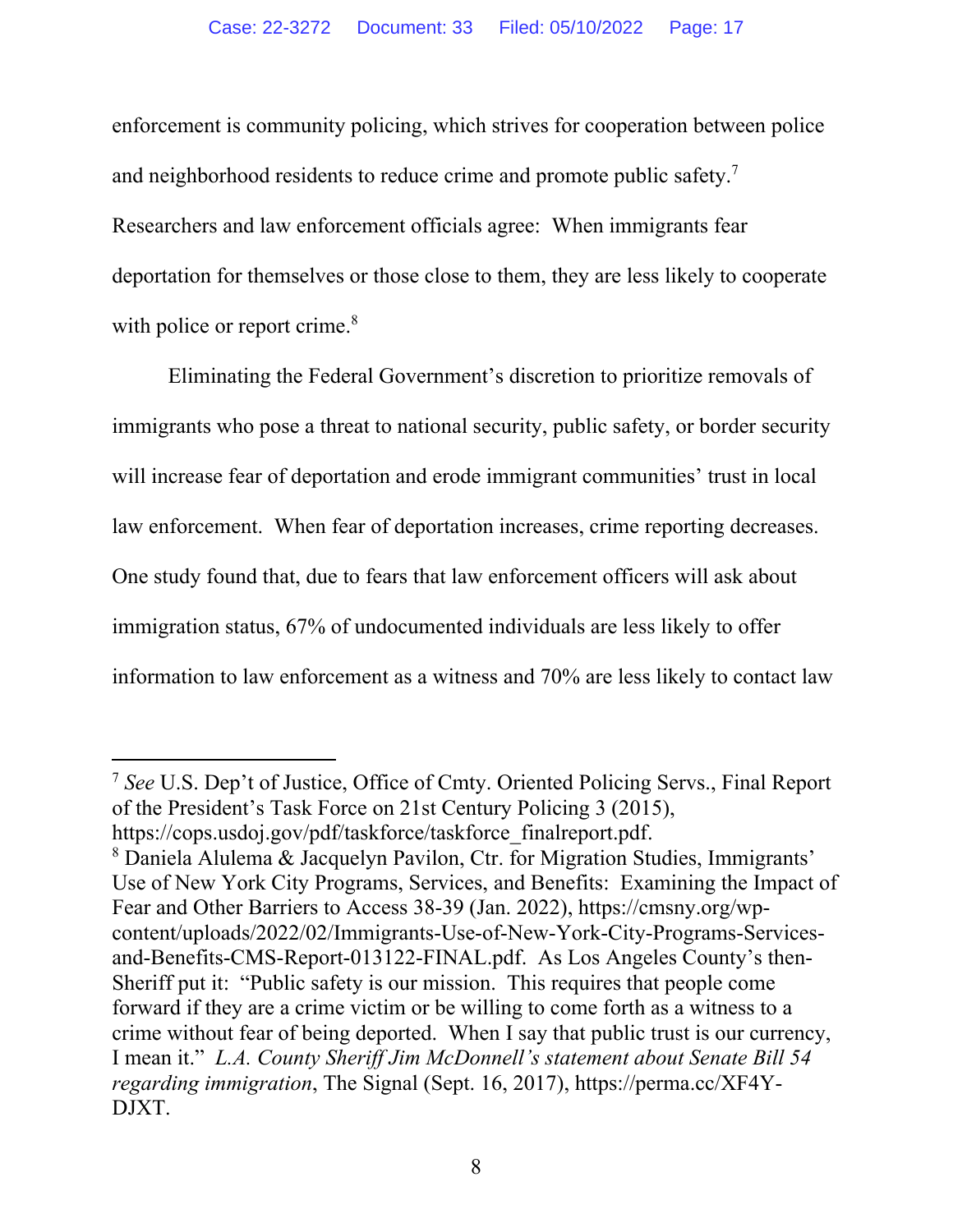enforcement is community policing, which strives for cooperation between police and neighborhood residents to reduce crime and promote public safety.[7] Researchers and law enforcement officials agree: When immigrants fear deportation for themselves or those close to them, they are less likely to cooperate with police or report crime.[8]

Eliminating the Federal Government's discretion to prioritize removals of immigrants who pose a threat to national security, public safety, or border security will increase fear of deportation and erode immigrant communities' trust in local law enforcement. When fear of deportation increases, crime reporting decreases. One study found that, due to fears that law enforcement officers will ask about immigration status, 67% of undocumented individuals are less likely to offer information to law enforcement as a witness and 70% are less likely to contact law

---

[7] *See* U.S. Dep't of Justice, Office of Cmty. Oriented Policing Servs., Final Report of the President's Task Force on 21st Century Policing 3 (2015), https://cops.usdoj.gov/pdf/taskforce/taskforce_finalreport.pdf.

[8] Daniela Alulema & Jacquelyn Pavilon, Ctr. for Migration Studies, Immigrants' Use of New York City Programs, Services, and Benefits: Examining the Impact of Fear and Other Barriers to Access 38-39 (Jan. 2022), https://cmsny.org/wp-content/uploads/2022/02/Immigrants-Use-of-New-York-City-Programs-Services-and-Benefits-CMS-Report-013122-FINAL.pdf. As Los Angeles County's then-Sheriff put it: "Public safety is our mission. This requires that people come forward if they are a crime victim or be willing to come forth as a witness to a crime without fear of being deported. When I say that public trust is our currency, I mean it." *L.A. County Sheriff Jim McDonnell's statement about Senate Bill 54 regarding immigration*, The Signal (Sept. 16, 2017), https://perma.cc/XF4Y-DJXT.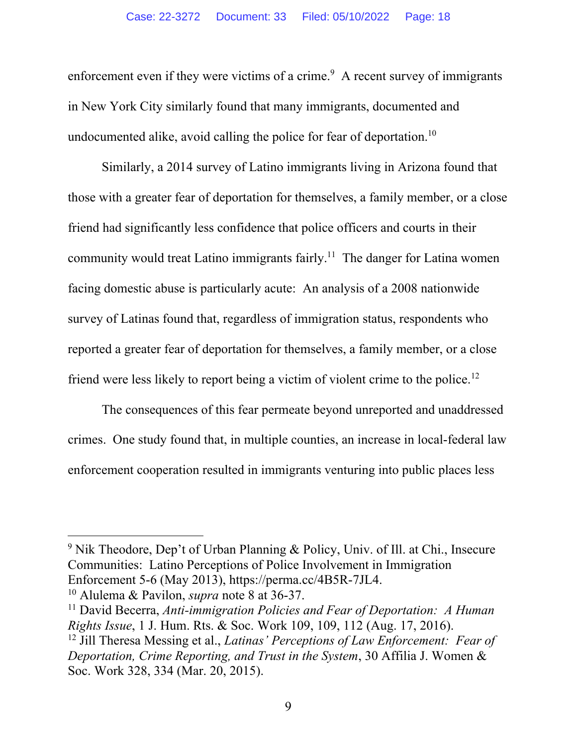enforcement even if they were victims of a crime.[9] A recent survey of immigrants in New York City similarly found that many immigrants, documented and undocumented alike, avoid calling the police for fear of deportation.[10]

Similarly, a 2014 survey of Latino immigrants living in Arizona found that those with a greater fear of deportation for themselves, a family member, or a close friend had significantly less confidence that police officers and courts in their community would treat Latino immigrants fairly.[11] The danger for Latina women facing domestic abuse is particularly acute: An analysis of a 2008 nationwide survey of Latinas found that, regardless of immigration status, respondents who reported a greater fear of deportation for themselves, a family member, or a close friend were less likely to report being a victim of violent crime to the police.[12]

The consequences of this fear permeate beyond unreported and unaddressed crimes. One study found that, in multiple counties, an increase in local-federal law enforcement cooperation resulted in immigrants venturing into public places less

---

[9] Nik Theodore, Dep't of Urban Planning & Policy, Univ. of Ill. at Chi., Insecure Communities: Latino Perceptions of Police Involvement in Immigration Enforcement 5-6 (May 2013), https://perma.cc/4B5R-7JL4.

[10] Alulema & Pavilon, *supra* note 8 at 36-37.

[11] David Becerra, *Anti-immigration Policies and Fear of Deportation: A Human Rights Issue*, 1 J. Hum. Rts. & Soc. Work 109, 109, 112 (Aug. 17, 2016).

[12] Jill Theresa Messing et al., *Latinas' Perceptions of Law Enforcement: Fear of Deportation, Crime Reporting, and Trust in the System*, 30 Affilia J. Women & Soc. Work 328, 334 (Mar. 20, 2015).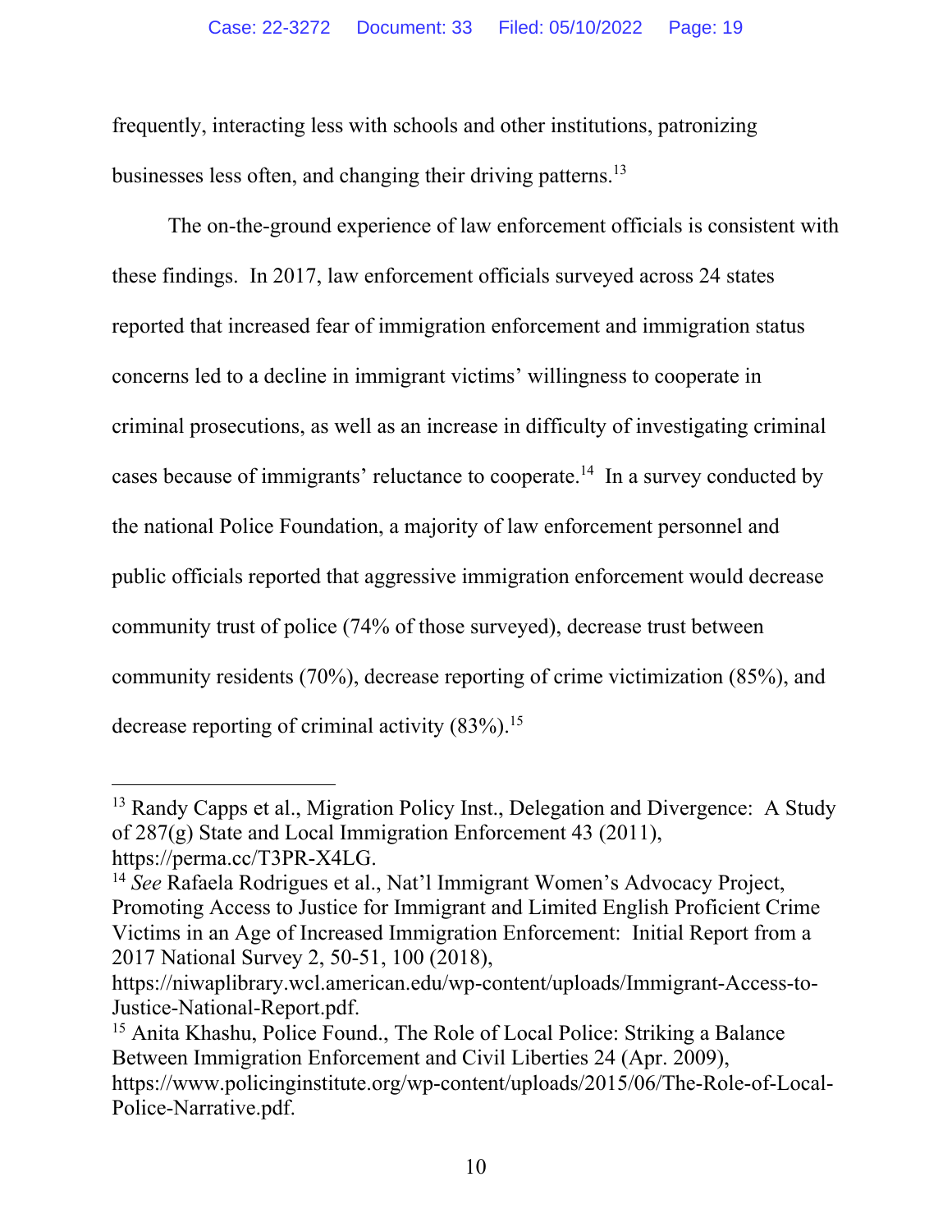frequently, interacting less with schools and other institutions, patronizing businesses less often, and changing their driving patterns.[13]

The on-the-ground experience of law enforcement officials is consistent with these findings. In 2017, law enforcement officials surveyed across 24 states reported that increased fear of immigration enforcement and immigration status concerns led to a decline in immigrant victims' willingness to cooperate in criminal prosecutions, as well as an increase in difficulty of investigating criminal cases because of immigrants' reluctance to cooperate.[14] In a survey conducted by the national Police Foundation, a majority of law enforcement personnel and public officials reported that aggressive immigration enforcement would decrease community trust of police (74% of those surveyed), decrease trust between community residents (70%), decrease reporting of crime victimization (85%), and decrease reporting of criminal activity (83%).[15]

---

[13] Randy Capps et al., Migration Policy Inst., Delegation and Divergence: A Study of 287(g) State and Local Immigration Enforcement 43 (2011), https://perma.cc/T3PR-X4LG.

[14] *See* Rafaela Rodrigues et al., Nat'l Immigrant Women's Advocacy Project, Promoting Access to Justice for Immigrant and Limited English Proficient Crime Victims in an Age of Increased Immigration Enforcement: Initial Report from a 2017 National Survey 2, 50-51, 100 (2018), https://niwaplibrary.wcl.american.edu/wp-content/uploads/Immigrant-Access-to-Justice-National-Report.pdf.

[15] Anita Khashu, Police Found., The Role of Local Police: Striking a Balance Between Immigration Enforcement and Civil Liberties 24 (Apr. 2009), https://www.policinginstitute.org/wp-content/uploads/2015/06/The-Role-of-Local-Police-Narrative.pdf.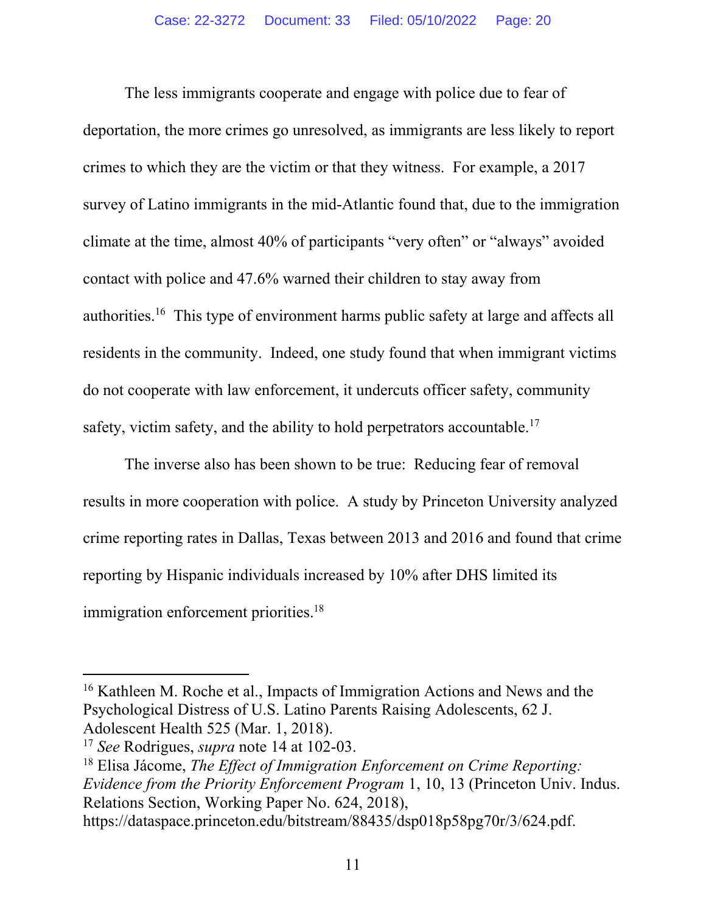The less immigrants cooperate and engage with police due to fear of deportation, the more crimes go unresolved, as immigrants are less likely to report crimes to which they are the victim or that they witness. For example, a 2017 survey of Latino immigrants in the mid-Atlantic found that, due to the immigration climate at the time, almost 40% of participants "very often" or "always" avoided contact with police and 47.6% warned their children to stay away from authorities.[16] This type of environment harms public safety at large and affects all residents in the community. Indeed, one study found that when immigrant victims do not cooperate with law enforcement, it undercuts officer safety, community safety, victim safety, and the ability to hold perpetrators accountable.[17]

The inverse also has been shown to be true: Reducing fear of removal results in more cooperation with police. A study by Princeton University analyzed crime reporting rates in Dallas, Texas between 2013 and 2016 and found that crime reporting by Hispanic individuals increased by 10% after DHS limited its immigration enforcement priorities.[18]

---

[16] Kathleen M. Roche et al., Impacts of Immigration Actions and News and the Psychological Distress of U.S. Latino Parents Raising Adolescents, 62 J. Adolescent Health 525 (Mar. 1, 2018).

[17] *See* Rodrigues, *supra* note 14 at 102-03.

[18] Elisa Jácome, *The Effect of Immigration Enforcement on Crime Reporting: Evidence from the Priority Enforcement Program* 1, 10, 13 (Princeton Univ. Indus. Relations Section, Working Paper No. 624, 2018), https://dataspace.princeton.edu/bitstream/88435/dsp018p58pg70r/3/624.pdf.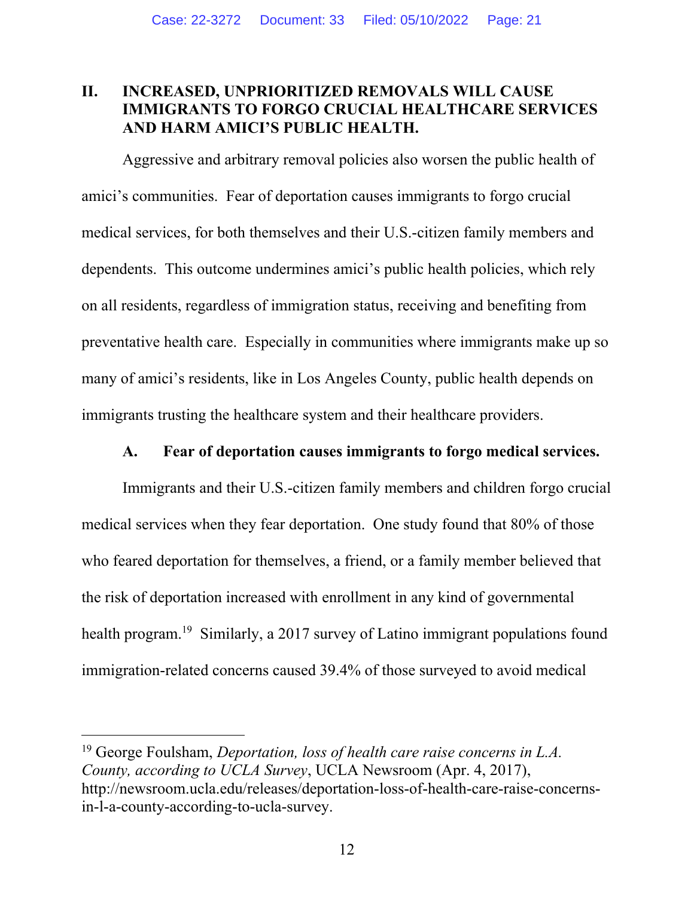## II. INCREASED, UNPRIORITIZED REMOVALS WILL CAUSE IMMIGRANTS TO FORGO CRUCIAL HEALTHCARE SERVICES AND HARM AMICI'S PUBLIC HEALTH.

Aggressive and arbitrary removal policies also worsen the public health of amici's communities. Fear of deportation causes immigrants to forgo crucial medical services, for both themselves and their U.S.-citizen family members and dependents. This outcome undermines amici's public health policies, which rely on all residents, regardless of immigration status, receiving and benefiting from preventative health care. Especially in communities where immigrants make up so many of amici's residents, like in Los Angeles County, public health depends on immigrants trusting the healthcare system and their healthcare providers.

### A. Fear of deportation causes immigrants to forgo medical services.

Immigrants and their U.S.-citizen family members and children forgo crucial medical services when they fear deportation. One study found that 80% of those who feared deportation for themselves, a friend, or a family member believed that the risk of deportation increased with enrollment in any kind of governmental health program.[19] Similarly, a 2017 survey of Latino immigrant populations found immigration-related concerns caused 39.4% of those surveyed to avoid medical

---

[19] George Foulsham, *Deportation, loss of health care raise concerns in L.A. County, according to UCLA Survey*, UCLA Newsroom (Apr. 4, 2017), http://newsroom.ucla.edu/releases/deportation-loss-of-health-care-raise-concerns-in-l-a-county-according-to-ucla-survey.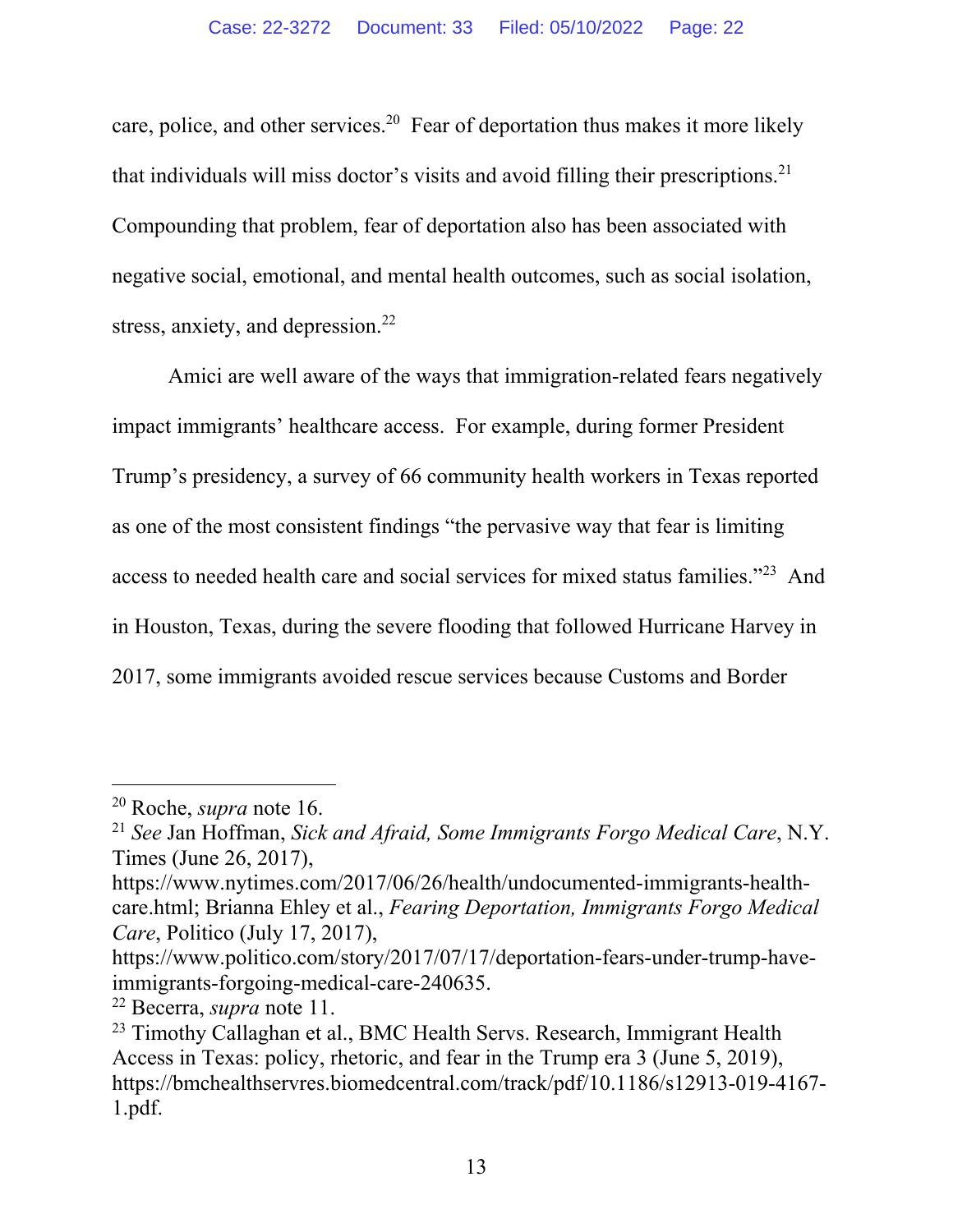care, police, and other services.[20] Fear of deportation thus makes it more likely that individuals will miss doctor's visits and avoid filling their prescriptions.[21] Compounding that problem, fear of deportation also has been associated with negative social, emotional, and mental health outcomes, such as social isolation, stress, anxiety, and depression.[22]

Amici are well aware of the ways that immigration-related fears negatively impact immigrants' healthcare access. For example, during former President Trump's presidency, a survey of 66 community health workers in Texas reported as one of the most consistent findings "the pervasive way that fear is limiting access to needed health care and social services for mixed status families."[23] And in Houston, Texas, during the severe flooding that followed Hurricane Harvey in 2017, some immigrants avoided rescue services because Customs and Border

---

[20] Roche, *supra* note 16.

[21] *See* Jan Hoffman, *Sick and Afraid, Some Immigrants Forgo Medical Care*, N.Y. Times (June 26, 2017), https://www.nytimes.com/2017/06/26/health/undocumented-immigrants-health-care.html; Brianna Ehley et al., *Fearing Deportation, Immigrants Forgo Medical Care*, Politico (July 17, 2017), https://www.politico.com/story/2017/07/17/deportation-fears-under-trump-have-immigrants-forgoing-medical-care-240635.

[22] Becerra, *supra* note 11.

[23] Timothy Callaghan et al., BMC Health Servs. Research, Immigrant Health Access in Texas: policy, rhetoric, and fear in the Trump era 3 (June 5, 2019), https://bmchealthservres.biomedcentral.com/track/pdf/10.1186/s12913-019-4167-1.pdf.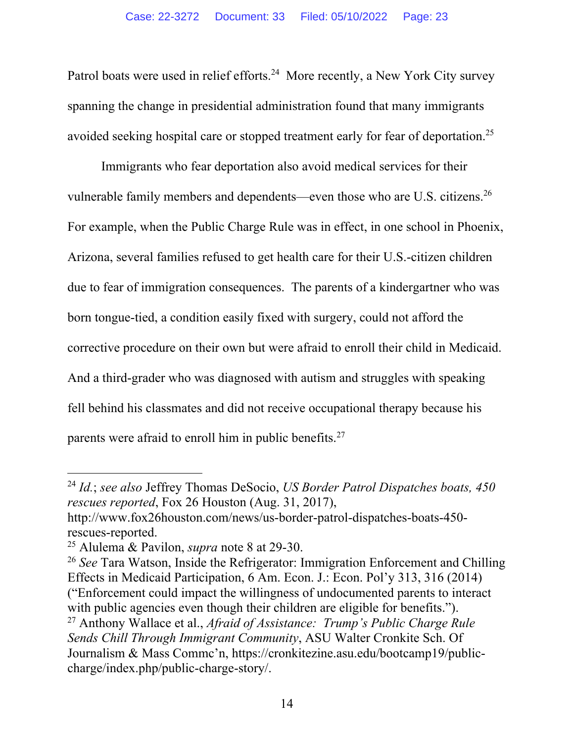Patrol boats were used in relief efforts.[24] More recently, a New York City survey spanning the change in presidential administration found that many immigrants avoided seeking hospital care or stopped treatment early for fear of deportation.[25]

Immigrants who fear deportation also avoid medical services for their vulnerable family members and dependents—even those who are U.S. citizens.[26] For example, when the Public Charge Rule was in effect, in one school in Phoenix, Arizona, several families refused to get health care for their U.S.-citizen children due to fear of immigration consequences. The parents of a kindergartner who was born tongue-tied, a condition easily fixed with surgery, could not afford the corrective procedure on their own but were afraid to enroll their child in Medicaid. And a third-grader who was diagnosed with autism and struggles with speaking fell behind his classmates and did not receive occupational therapy because his parents were afraid to enroll him in public benefits.[27]

---

[24] *Id.*; *see also* Jeffrey Thomas DeSocio, *US Border Patrol Dispatches boats, 450 rescues reported*, Fox 26 Houston (Aug. 31, 2017), http://www.fox26houston.com/news/us-border-patrol-dispatches-boats-450-rescues-reported.

[25] Alulema & Pavilon, *supra* note 8 at 29-30.

[26] *See* Tara Watson, Inside the Refrigerator: Immigration Enforcement and Chilling Effects in Medicaid Participation, 6 Am. Econ. J.: Econ. Pol'y 313, 316 (2014) ("Enforcement could impact the willingness of undocumented parents to interact with public agencies even though their children are eligible for benefits.").

[27] Anthony Wallace et al., *Afraid of Assistance: Trump's Public Charge Rule Sends Chill Through Immigrant Community*, ASU Walter Cronkite Sch. Of Journalism & Mass Commc'n, https://cronkitezine.asu.edu/bootcamp19/public-charge/index.php/public-charge-story/.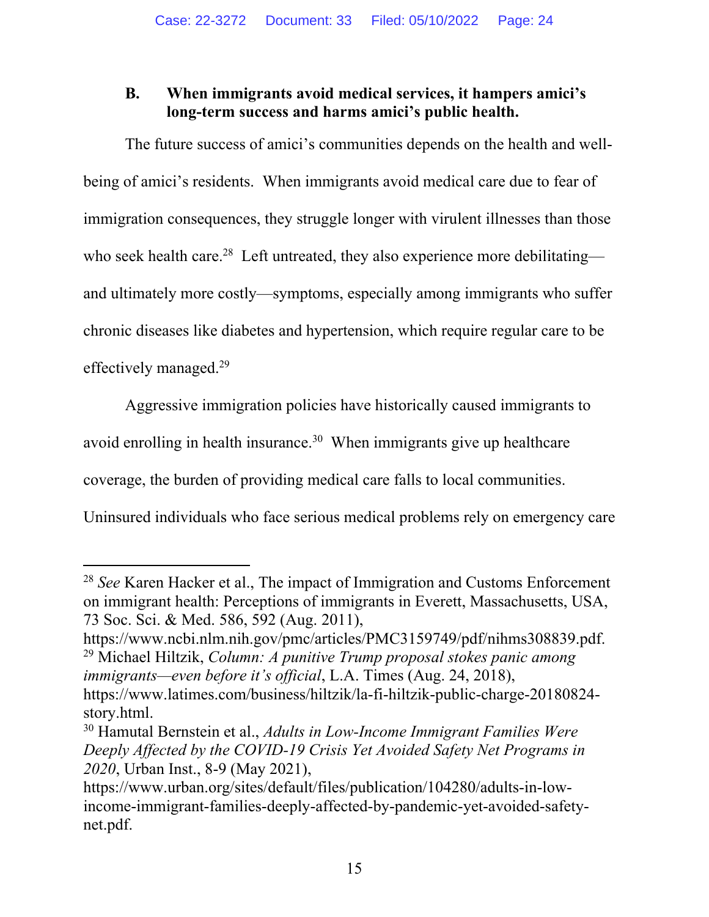### B. When immigrants avoid medical services, it hampers amici's long-term success and harms amici's public health.

The future success of amici's communities depends on the health and well-being of amici's residents. When immigrants avoid medical care due to fear of immigration consequences, they struggle longer with virulent illnesses than those who seek health care.[28] Left untreated, they also experience more debilitating—and ultimately more costly—symptoms, especially among immigrants who suffer chronic diseases like diabetes and hypertension, which require regular care to be effectively managed.[29]

Aggressive immigration policies have historically caused immigrants to avoid enrolling in health insurance.[30] When immigrants give up healthcare coverage, the burden of providing medical care falls to local communities. Uninsured individuals who face serious medical problems rely on emergency care

---

[28] *See* Karen Hacker et al., The impact of Immigration and Customs Enforcement on immigrant health: Perceptions of immigrants in Everett, Massachusetts, USA, 73 Soc. Sci. & Med. 586, 592 (Aug. 2011), https://www.ncbi.nlm.nih.gov/pmc/articles/PMC3159749/pdf/nihms308839.pdf.

[29] Michael Hiltzik, *Column: A punitive Trump proposal stokes panic among immigrants—even before it's official*, L.A. Times (Aug. 24, 2018), https://www.latimes.com/business/hiltzik/la-fi-hiltzik-public-charge-20180824-story.html.

[30] Hamutal Bernstein et al., *Adults in Low-Income Immigrant Families Were Deeply Affected by the COVID-19 Crisis Yet Avoided Safety Net Programs in 2020*, Urban Inst., 8-9 (May 2021), https://www.urban.org/sites/default/files/publication/104280/adults-in-low-income-immigrant-families-deeply-affected-by-pandemic-yet-avoided-safety-net.pdf.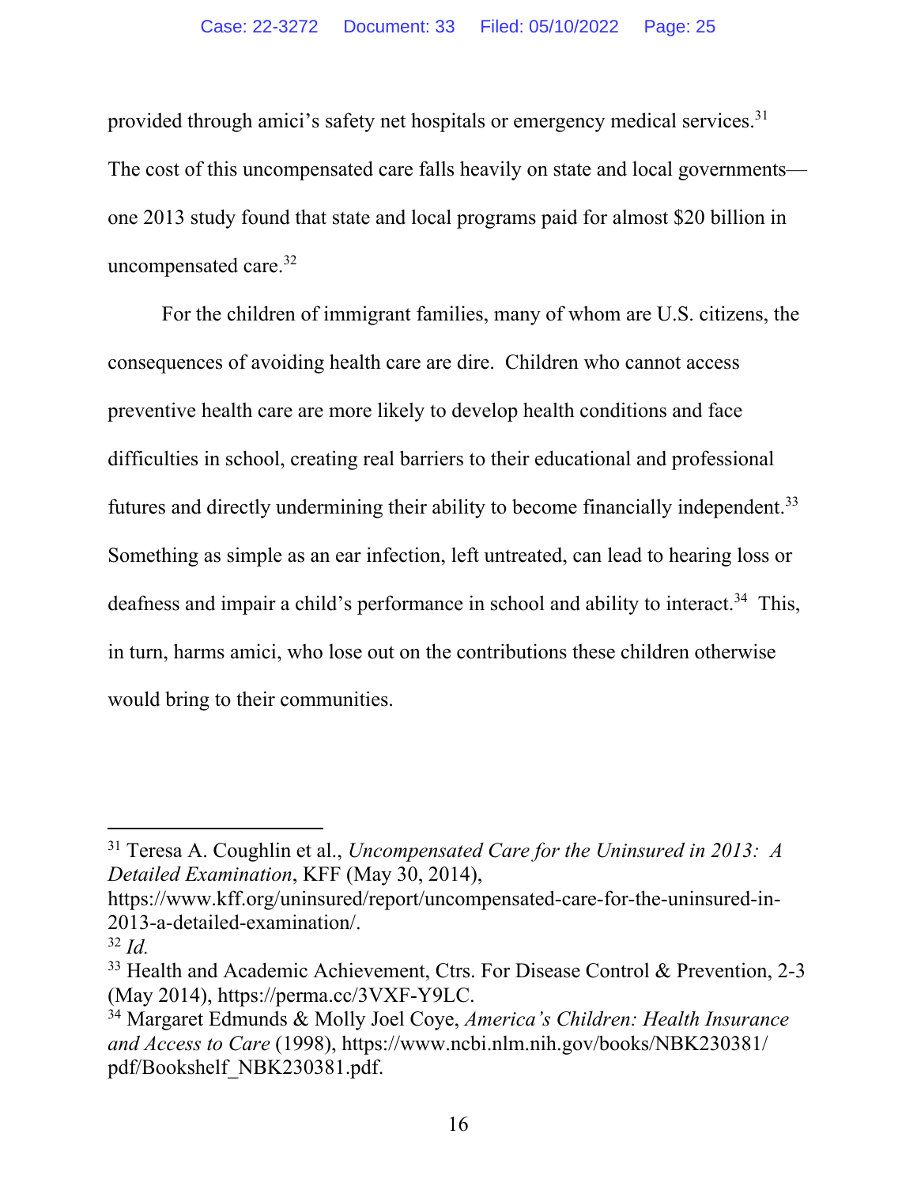provided through amici's safety net hospitals or emergency medical services.[31] The cost of this uncompensated care falls heavily on state and local governments—one 2013 study found that state and local programs paid for almost $20 billion in uncompensated care.[32]

For the children of immigrant families, many of whom are U.S. citizens, the consequences of avoiding health care are dire. Children who cannot access preventive health care are more likely to develop health conditions and face difficulties in school, creating real barriers to their educational and professional futures and directly undermining their ability to become financially independent.[33] Something as simple as an ear infection, left untreated, can lead to hearing loss or deafness and impair a child's performance in school and ability to interact.[34] This, in turn, harms amici, who lose out on the contributions these children otherwise would bring to their communities.

---

[31] Teresa A. Coughlin et al., *Uncompensated Care for the Uninsured in 2013: A Detailed Examination*, KFF (May 30, 2014), https://www.kff.org/uninsured/report/uncompensated-care-for-the-uninsured-in-2013-a-detailed-examination/.

[32] *Id.*

[33] Health and Academic Achievement, Ctrs. For Disease Control & Prevention, 2-3 (May 2014), https://perma.cc/3VXF-Y9LC.

[34] Margaret Edmunds & Molly Joel Coye, *America's Children: Health Insurance and Access to Care* (1998), https://www.ncbi.nlm.nih.gov/books/NBK230381/pdf/Bookshelf_NBK230381.pdf.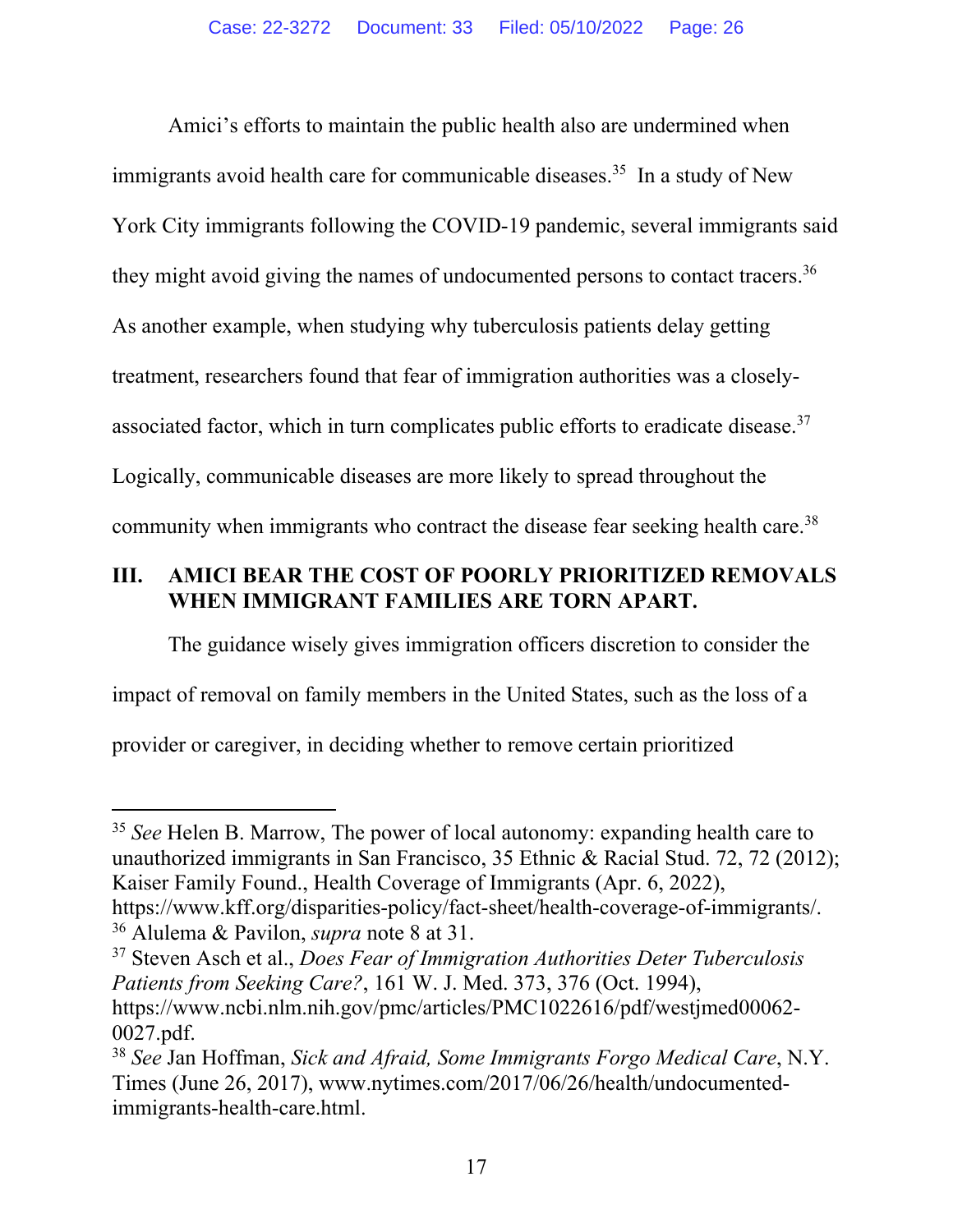Amici's efforts to maintain the public health also are undermined when immigrants avoid health care for communicable diseases.[35] In a study of New York City immigrants following the COVID-19 pandemic, several immigrants said they might avoid giving the names of undocumented persons to contact tracers.[36] As another example, when studying why tuberculosis patients delay getting treatment, researchers found that fear of immigration authorities was a closely-associated factor, which in turn complicates public efforts to eradicate disease.[37] Logically, communicable diseases are more likely to spread throughout the community when immigrants who contract the disease fear seeking health care.[38]

## III. AMICI BEAR THE COST OF POORLY PRIORITIZED REMOVALS WHEN IMMIGRANT FAMILIES ARE TORN APART.

The guidance wisely gives immigration officers discretion to consider the impact of removal on family members in the United States, such as the loss of a provider or caregiver, in deciding whether to remove certain prioritized

---

[35] *See* Helen B. Marrow, The power of local autonomy: expanding health care to unauthorized immigrants in San Francisco, 35 Ethnic & Racial Stud. 72, 72 (2012); Kaiser Family Found., Health Coverage of Immigrants (Apr. 6, 2022), https://www.kff.org/disparities-policy/fact-sheet/health-coverage-of-immigrants/.

[36] Alulema & Pavilon, *supra* note 8 at 31.

[37] Steven Asch et al., *Does Fear of Immigration Authorities Deter Tuberculosis Patients from Seeking Care?*, 161 W. J. Med. 373, 376 (Oct. 1994), https://www.ncbi.nlm.nih.gov/pmc/articles/PMC1022616/pdf/westjmed00062-0027.pdf.

[38] *See* Jan Hoffman, *Sick and Afraid, Some Immigrants Forgo Medical Care*, N.Y. Times (June 26, 2017), www.nytimes.com/2017/06/26/health/undocumented-immigrants-health-care.html.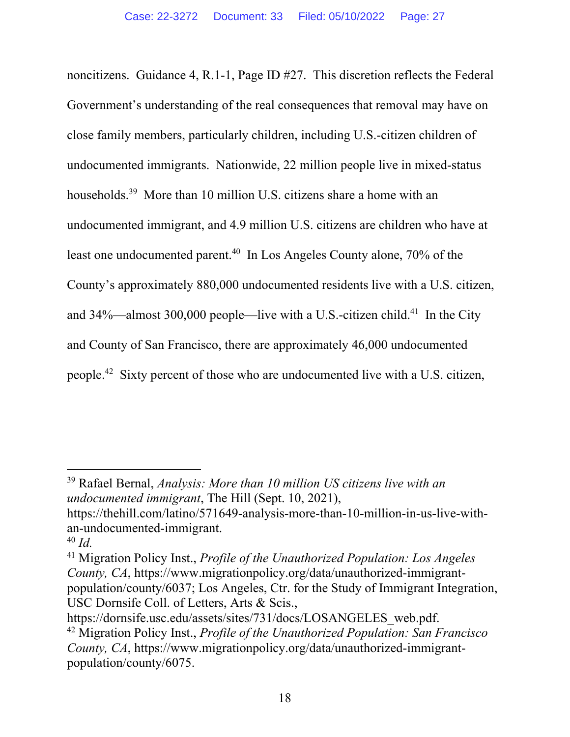noncitizens. Guidance 4, R.1-1, Page ID #27. This discretion reflects the Federal Government's understanding of the real consequences that removal may have on close family members, particularly children, including U.S.-citizen children of undocumented immigrants. Nationwide, 22 million people live in mixed-status households.[39] More than 10 million U.S. citizens share a home with an undocumented immigrant, and 4.9 million U.S. citizens are children who have at least one undocumented parent.[40] In Los Angeles County alone, 70% of the County's approximately 880,000 undocumented residents live with a U.S. citizen, and 34%—almost 300,000 people—live with a U.S.-citizen child.[41] In the City and County of San Francisco, there are approximately 46,000 undocumented people.[42] Sixty percent of those who are undocumented live with a U.S. citizen,

---

[39] Rafael Bernal, *Analysis: More than 10 million US citizens live with an undocumented immigrant*, The Hill (Sept. 10, 2021), https://thehill.com/latino/571649-analysis-more-than-10-million-in-us-live-with-an-undocumented-immigrant.

[40] *Id.*

[41] Migration Policy Inst., *Profile of the Unauthorized Population: Los Angeles County, CA*, https://www.migrationpolicy.org/data/unauthorized-immigrant-population/county/6037; Los Angeles, Ctr. for the Study of Immigrant Integration, USC Dornsife Coll. of Letters, Arts & Scis., https://dornsife.usc.edu/assets/sites/731/docs/LOSANGELES_web.pdf.

[42] Migration Policy Inst., *Profile of the Unauthorized Population: San Francisco County, CA*, https://www.migrationpolicy.org/data/unauthorized-immigrant-population/county/6075.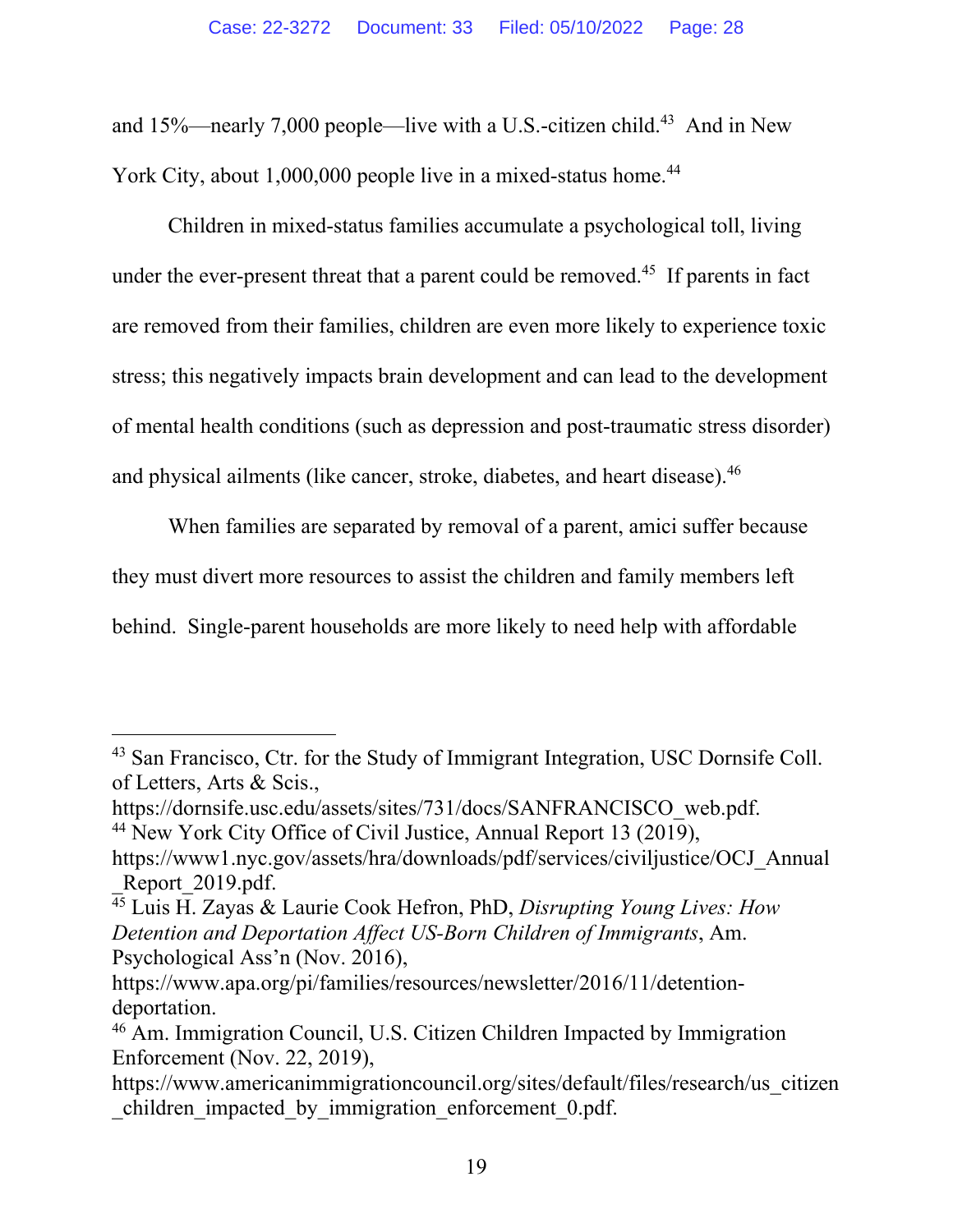and 15%—nearly 7,000 people—live with a U.S.-citizen child.[43] And in New York City, about 1,000,000 people live in a mixed-status home.[44]

Children in mixed-status families accumulate a psychological toll, living under the ever-present threat that a parent could be removed.[45] If parents in fact are removed from their families, children are even more likely to experience toxic stress; this negatively impacts brain development and can lead to the development of mental health conditions (such as depression and post-traumatic stress disorder) and physical ailments (like cancer, stroke, diabetes, and heart disease).[46]

When families are separated by removal of a parent, amici suffer because they must divert more resources to assist the children and family members left behind. Single-parent households are more likely to need help with affordable

---

[43] San Francisco, Ctr. for the Study of Immigrant Integration, USC Dornsife Coll. of Letters, Arts & Scis., https://dornsife.usc.edu/assets/sites/731/docs/SANFRANCISCO_web.pdf.

[44] New York City Office of Civil Justice, Annual Report 13 (2019), https://www1.nyc.gov/assets/hra/downloads/pdf/services/civiljustice/OCJ_Annual_Report_2019.pdf.

[45] Luis H. Zayas & Laurie Cook Hefron, PhD, *Disrupting Young Lives: How Detention and Deportation Affect US-Born Children of Immigrants*, Am. Psychological Ass'n (Nov. 2016), https://www.apa.org/pi/families/resources/newsletter/2016/11/detention-deportation.

[46] Am. Immigration Council, U.S. Citizen Children Impacted by Immigration Enforcement (Nov. 22, 2019), https://www.americanimmigrationcouncil.org/sites/default/files/research/us_citizen_children_impacted_by_immigration_enforcement_0.pdf.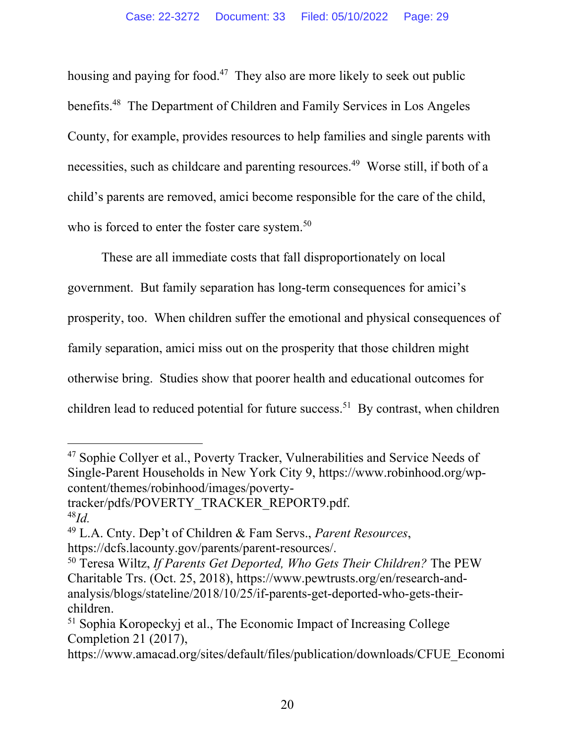housing and paying for food.[47] They also are more likely to seek out public benefits.[48] The Department of Children and Family Services in Los Angeles County, for example, provides resources to help families and single parents with necessities, such as childcare and parenting resources.[49] Worse still, if both of a child's parents are removed, amici become responsible for the care of the child, who is forced to enter the foster care system.[50]

These are all immediate costs that fall disproportionately on local government. But family separation has long-term consequences for amici's prosperity, too. When children suffer the emotional and physical consequences of family separation, amici miss out on the prosperity that those children might otherwise bring. Studies show that poorer health and educational outcomes for children lead to reduced potential for future success.[51] By contrast, when children

---

[47] Sophie Collyer et al., Poverty Tracker, Vulnerabilities and Service Needs of Single-Parent Households in New York City 9, https://www.robinhood.org/wp-content/themes/robinhood/images/poverty-tracker/pdfs/POVERTY_TRACKER_REPORT9.pdf.

[48] *Id.*

[49] L.A. Cnty. Dep't of Children & Fam Servs., *Parent Resources*, https://dcfs.lacounty.gov/parents/parent-resources/.

[50] Teresa Wiltz, *If Parents Get Deported, Who Gets Their Children?* The PEW Charitable Trs. (Oct. 25, 2018), https://www.pewtrusts.org/en/research-and-analysis/blogs/stateline/2018/10/25/if-parents-get-deported-who-gets-their-children.

[51] Sophia Koropeckyj et al., The Economic Impact of Increasing College Completion 21 (2017), https://www.amacad.org/sites/default/files/publication/downloads/CFUE_Economi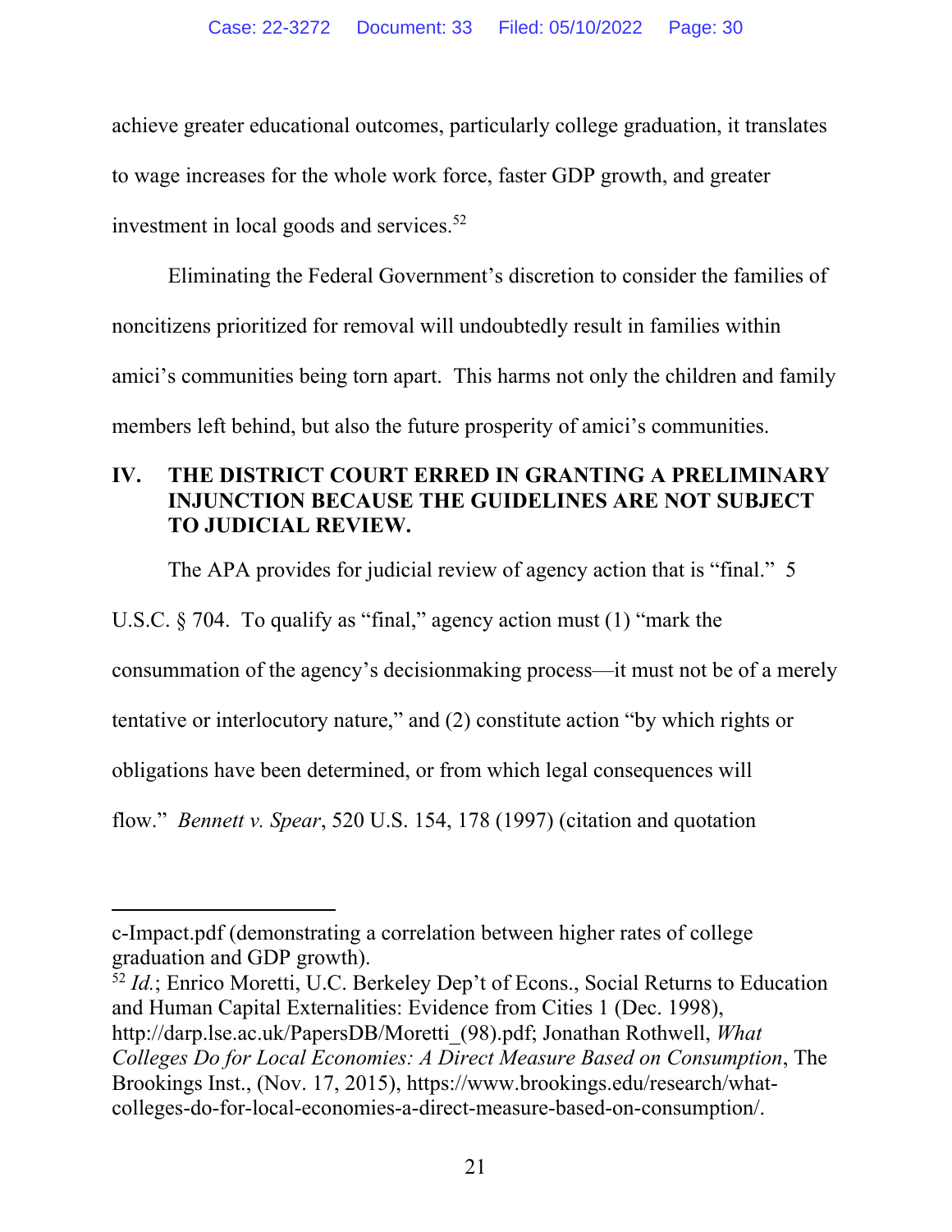achieve greater educational outcomes, particularly college graduation, it translates to wage increases for the whole work force, faster GDP growth, and greater investment in local goods and services.[52]

Eliminating the Federal Government's discretion to consider the families of noncitizens prioritized for removal will undoubtedly result in families within amici's communities being torn apart. This harms not only the children and family members left behind, but also the future prosperity of amici's communities.

## IV. THE DISTRICT COURT ERRED IN GRANTING A PRELIMINARY INJUNCTION BECAUSE THE GUIDELINES ARE NOT SUBJECT TO JUDICIAL REVIEW.

The APA provides for judicial review of agency action that is "final." 5 U.S.C. § 704. To qualify as "final," agency action must (1) "mark the consummation of the agency's decisionmaking process—it must not be of a merely tentative or interlocutory nature," and (2) constitute action "by which rights or obligations have been determined, or from which legal consequences will flow." *Bennett v. Spear*, 520 U.S. 154, 178 (1997) (citation and quotation

---

c-Impact.pdf (demonstrating a correlation between higher rates of college graduation and GDP growth).

[52] *Id.*; Enrico Moretti, U.C. Berkeley Dep't of Econs., Social Returns to Education and Human Capital Externalities: Evidence from Cities 1 (Dec. 1998), http://darp.lse.ac.uk/PapersDB/Moretti_(98).pdf; Jonathan Rothwell, *What Colleges Do for Local Economies: A Direct Measure Based on Consumption*, The Brookings Inst., (Nov. 17, 2015), https://www.brookings.edu/research/what-colleges-do-for-local-economies-a-direct-measure-based-on-consumption/.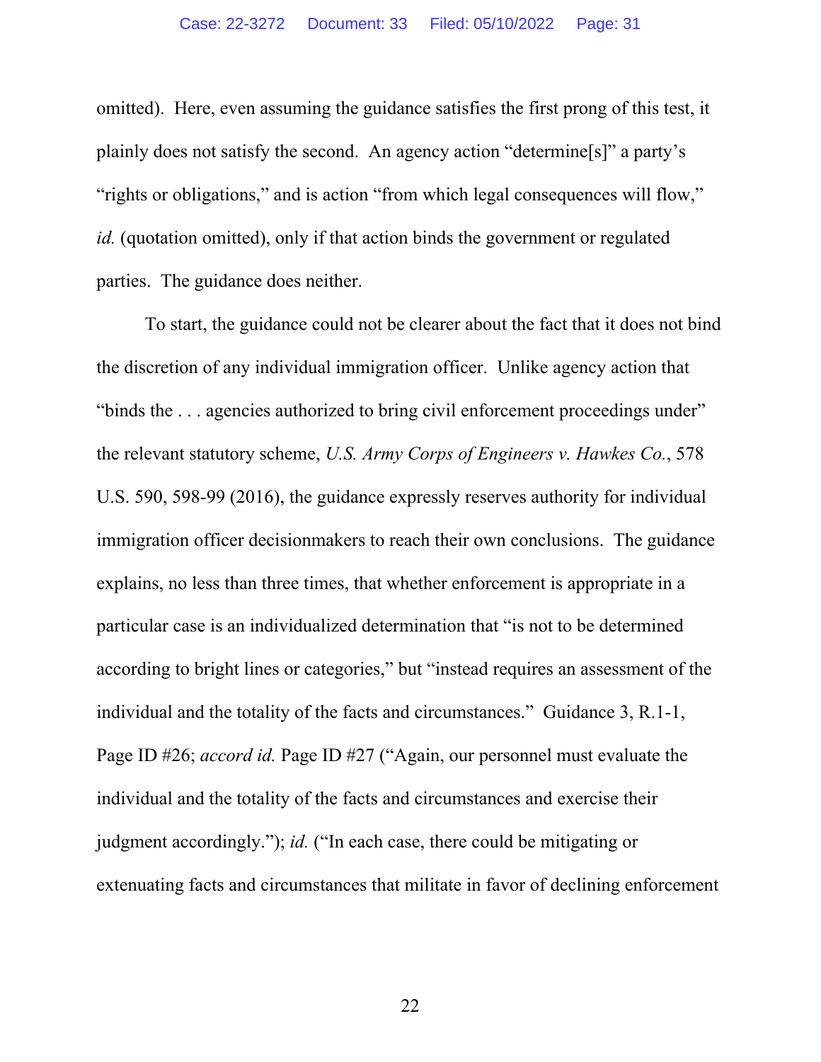omitted). Here, even assuming the guidance satisfies the first prong of this test, it plainly does not satisfy the second. An agency action "determine[s]" a party's "rights or obligations," and is action "from which legal consequences will flow," *id.* (quotation omitted), only if that action binds the government or regulated parties. The guidance does neither.

To start, the guidance could not be clearer about the fact that it does not bind the discretion of any individual immigration officer. Unlike agency action that "binds the . . . agencies authorized to bring civil enforcement proceedings under" the relevant statutory scheme, *U.S. Army Corps of Engineers v. Hawkes Co.*, 578 U.S. 590, 598-99 (2016), the guidance expressly reserves authority for individual immigration officer decisionmakers to reach their own conclusions. The guidance explains, no less than three times, that whether enforcement is appropriate in a particular case is an individualized determination that "is not to be determined according to bright lines or categories," but "instead requires an assessment of the individual and the totality of the facts and circumstances." Guidance 3, R.1-1, Page ID #26; *accord id.* Page ID #27 ("Again, our personnel must evaluate the individual and the totality of the facts and circumstances and exercise their judgment accordingly."); *id.* ("In each case, there could be mitigating or extenuating facts and circumstances that militate in favor of declining enforcement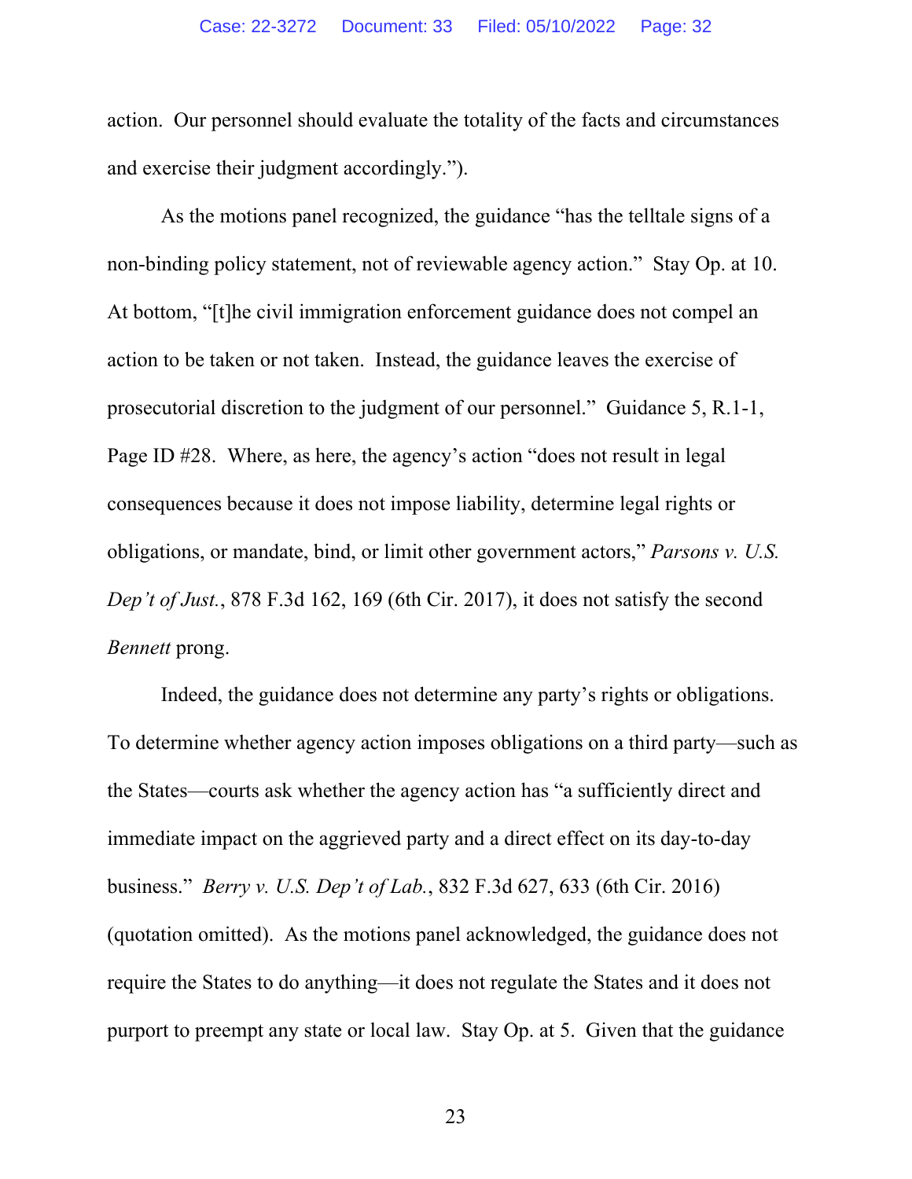action. Our personnel should evaluate the totality of the facts and circumstances and exercise their judgment accordingly.").

As the motions panel recognized, the guidance "has the telltale signs of a non-binding policy statement, not of reviewable agency action." Stay Op. at 10. At bottom, "[t]he civil immigration enforcement guidance does not compel an action to be taken or not taken. Instead, the guidance leaves the exercise of prosecutorial discretion to the judgment of our personnel." Guidance 5, R.1-1, Page ID #28. Where, as here, the agency's action "does not result in legal consequences because it does not impose liability, determine legal rights or obligations, or mandate, bind, or limit other government actors," *Parsons v. U.S. Dep't of Just.*, 878 F.3d 162, 169 (6th Cir. 2017), it does not satisfy the second *Bennett* prong.

Indeed, the guidance does not determine any party's rights or obligations. To determine whether agency action imposes obligations on a third party—such as the States—courts ask whether the agency action has "a sufficiently direct and immediate impact on the aggrieved party and a direct effect on its day-to-day business." *Berry v. U.S. Dep't of Lab.*, 832 F.3d 627, 633 (6th Cir. 2016) (quotation omitted). As the motions panel acknowledged, the guidance does not require the States to do anything—it does not regulate the States and it does not purport to preempt any state or local law. Stay Op. at 5. Given that the guidance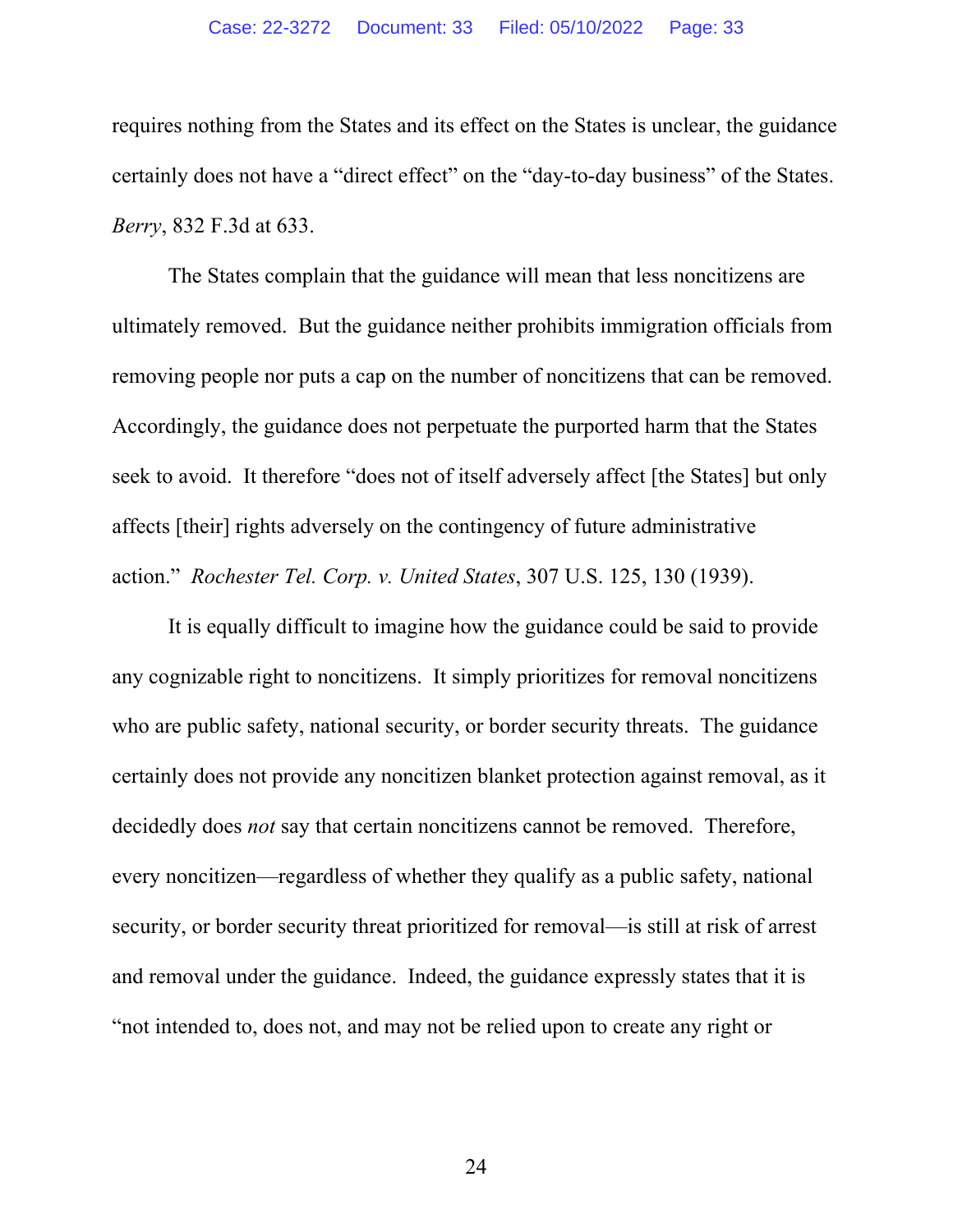requires nothing from the States and its effect on the States is unclear, the guidance certainly does not have a "direct effect" on the "day-to-day business" of the States. *Berry*, 832 F.3d at 633.

The States complain that the guidance will mean that less noncitizens are ultimately removed. But the guidance neither prohibits immigration officials from removing people nor puts a cap on the number of noncitizens that can be removed. Accordingly, the guidance does not perpetuate the purported harm that the States seek to avoid. It therefore "does not of itself adversely affect [the States] but only affects [their] rights adversely on the contingency of future administrative action." *Rochester Tel. Corp. v. United States*, 307 U.S. 125, 130 (1939).

It is equally difficult to imagine how the guidance could be said to provide any cognizable right to noncitizens. It simply prioritizes for removal noncitizens who are public safety, national security, or border security threats. The guidance certainly does not provide any noncitizen blanket protection against removal, as it decidedly does *not* say that certain noncitizens cannot be removed. Therefore, every noncitizen—regardless of whether they qualify as a public safety, national security, or border security threat prioritized for removal—is still at risk of arrest and removal under the guidance. Indeed, the guidance expressly states that it is "not intended to, does not, and may not be relied upon to create any right or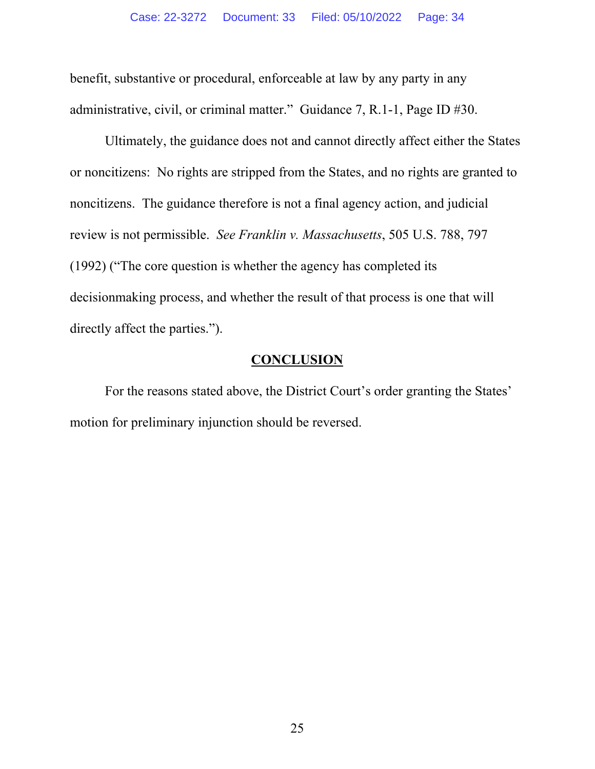benefit, substantive or procedural, enforceable at law by any party in any administrative, civil, or criminal matter." Guidance 7, R.1-1, Page ID #30.

Ultimately, the guidance does not and cannot directly affect either the States or noncitizens: No rights are stripped from the States, and no rights are granted to noncitizens. The guidance therefore is not a final agency action, and judicial review is not permissible. *See Franklin v. Massachusetts*, 505 U.S. 788, 797 (1992) ("The core question is whether the agency has completed its decisionmaking process, and whether the result of that process is one that will directly affect the parties.").

## CONCLUSION

For the reasons stated above, the District Court's order granting the States' motion for preliminary injunction should be reversed.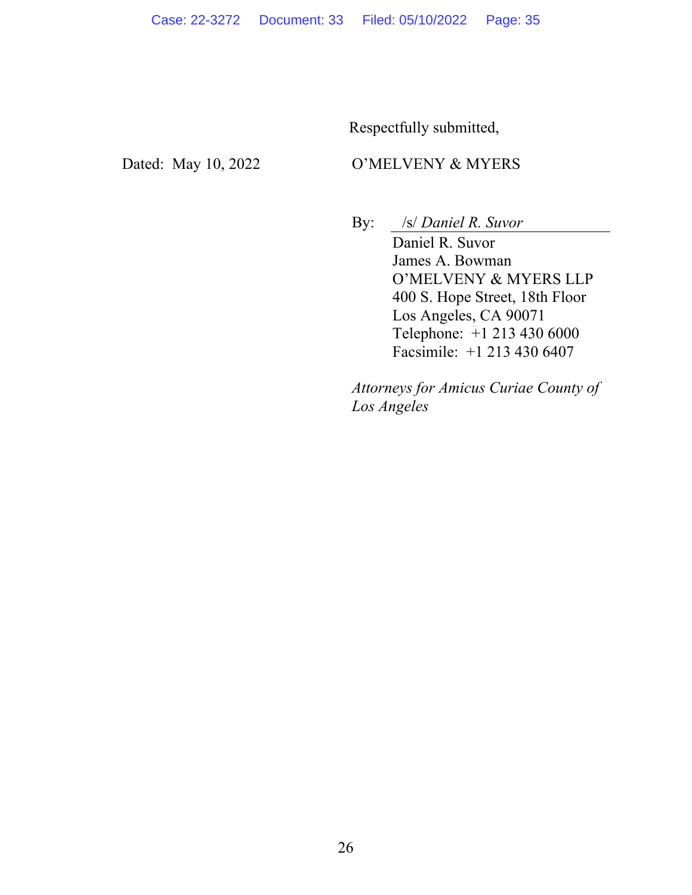Respectfully submitted,

Dated: May 10, 2022

O'MELVENY & MYERS

By: /s/ *Daniel R. Suvor*

Daniel R. Suvor
James A. Bowman
O'MELVENY & MYERS LLP
400 S. Hope Street, 18th Floor
Los Angeles, CA 90071
Telephone: +1 213 430 6000
Facsimile: +1 213 430 6407

*Attorneys for Amicus Curiae County of Los Angeles*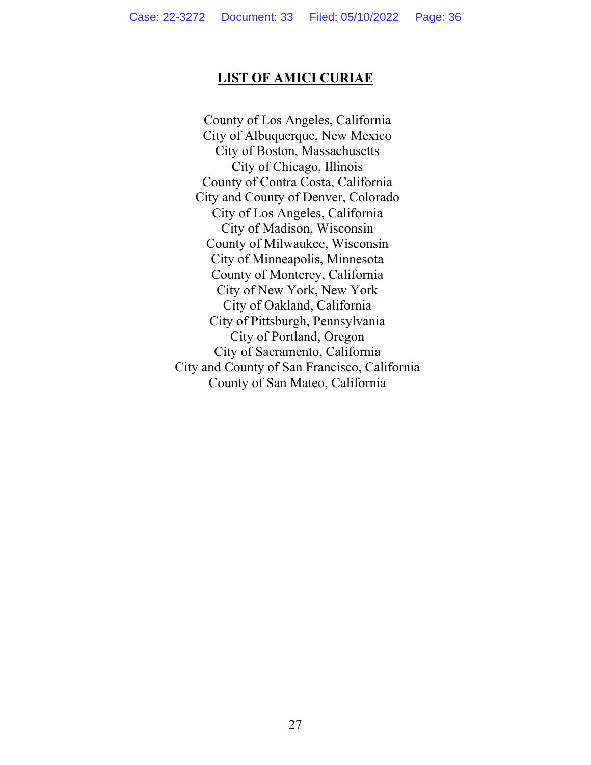## LIST OF AMICI CURIAE

County of Los Angeles, California
City of Albuquerque, New Mexico
City of Boston, Massachusetts
City of Chicago, Illinois
County of Contra Costa, California
City and County of Denver, Colorado
City of Los Angeles, California
City of Madison, Wisconsin
County of Milwaukee, Wisconsin
City of Minneapolis, Minnesota
County of Monterey, California
City of New York, New York
City of Oakland, California
City of Pittsburgh, Pennsylvania
City of Portland, Oregon
City of Sacramento, California
City and County of San Francisco, California
County of San Mateo, California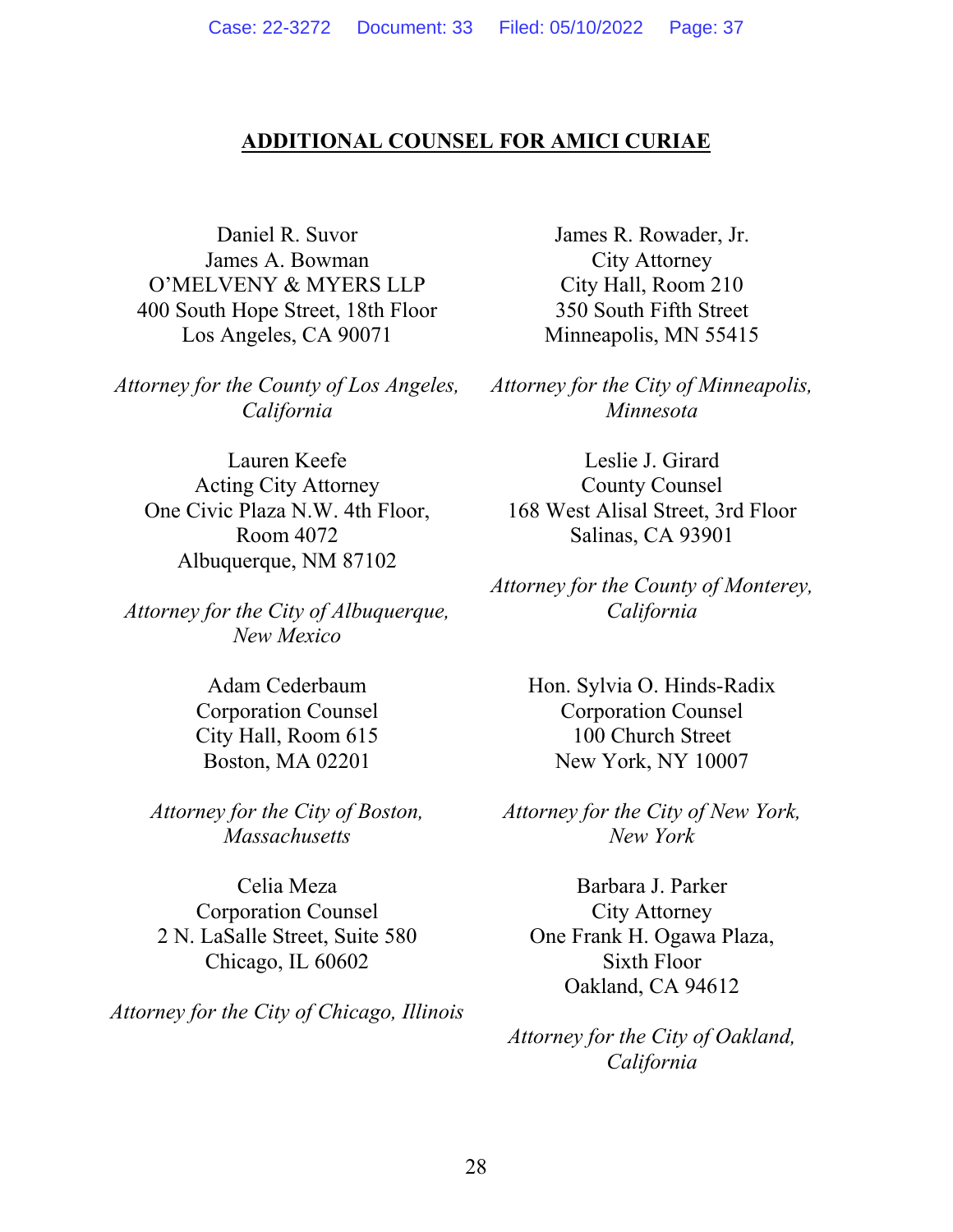## ADDITIONAL COUNSEL FOR AMICI CURIAE

Daniel R. Suvor
James A. Bowman
O'MELVENY & MYERS LLP
400 South Hope Street, 18th Floor
Los Angeles, CA 90071

*Attorney for the County of Los Angeles, California*

Lauren Keefe
Acting City Attorney
One Civic Plaza N.W. 4th Floor, Room 4072
Albuquerque, NM 87102

*Attorney for the City of Albuquerque, New Mexico*

Adam Cederbaum
Corporation Counsel
City Hall, Room 615
Boston, MA 02201

*Attorney for the City of Boston, Massachusetts*

Celia Meza
Corporation Counsel
2 N. LaSalle Street, Suite 580
Chicago, IL 60602

*Attorney for the City of Chicago, Illinois*

James R. Rowader, Jr.
City Attorney
City Hall, Room 210
350 South Fifth Street
Minneapolis, MN 55415

*Attorney for the City of Minneapolis, Minnesota*

Leslie J. Girard
County Counsel
168 West Alisal Street, 3rd Floor
Salinas, CA 93901

*Attorney for the County of Monterey, California*

Hon. Sylvia O. Hinds-Radix
Corporation Counsel
100 Church Street
New York, NY 10007

*Attorney for the City of New York, New York*

Barbara J. Parker
City Attorney
One Frank H. Ogawa Plaza, Sixth Floor
Oakland, CA 94612

*Attorney for the City of Oakland, California*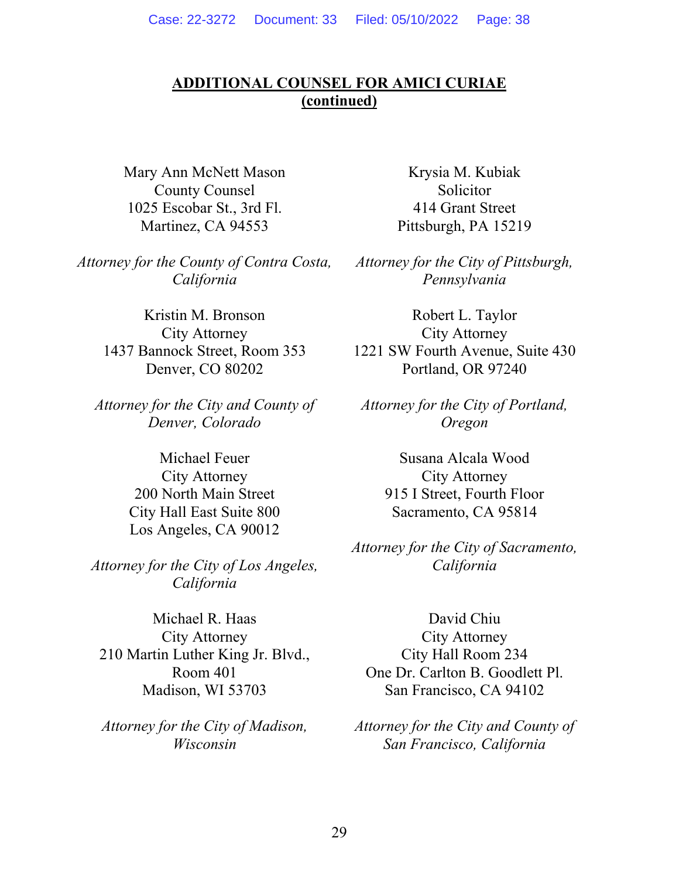## **ADDITIONAL COUNSEL FOR AMICI CURIAE (continued)**

Mary Ann McNett Mason
County Counsel
1025 Escobar St., 3rd Fl.
Martinez, CA 94553

*Attorney for the County of Contra Costa, California*

Kristin M. Bronson
City Attorney
1437 Bannock Street, Room 353
Denver, CO 80202

*Attorney for the City and County of Denver, Colorado*

Michael Feuer
City Attorney
200 North Main Street
City Hall East Suite 800
Los Angeles, CA 90012

*Attorney for the City of Los Angeles, California*

Michael R. Haas
City Attorney
210 Martin Luther King Jr. Blvd., Room 401
Madison, WI 53703

*Attorney for the City of Madison, Wisconsin*

Krysia M. Kubiak
Solicitor
414 Grant Street
Pittsburgh, PA 15219

*Attorney for the City of Pittsburgh, Pennsylvania*

Robert L. Taylor
City Attorney
1221 SW Fourth Avenue, Suite 430
Portland, OR 97240

*Attorney for the City of Portland, Oregon*

Susana Alcala Wood
City Attorney
915 I Street, Fourth Floor
Sacramento, CA 95814

*Attorney for the City of Sacramento, California*

David Chiu
City Attorney
City Hall Room 234
One Dr. Carlton B. Goodlett Pl.
San Francisco, CA 94102

*Attorney for the City and County of San Francisco, California*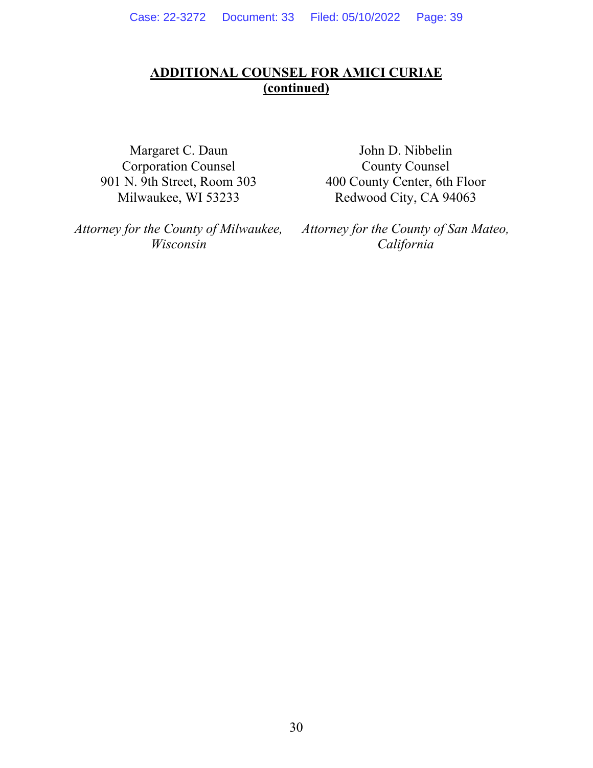**ADDITIONAL COUNSEL FOR AMICI CURIAE**
**(continued)**

Margaret C. Daun
Corporation Counsel
901 N. 9th Street, Room 303
Milwaukee, WI 53233

*Attorney for the County of Milwaukee, Wisconsin*

John D. Nibbelin
County Counsel
400 County Center, 6th Floor
Redwood City, CA 94063

*Attorney for the County of San Mateo, California*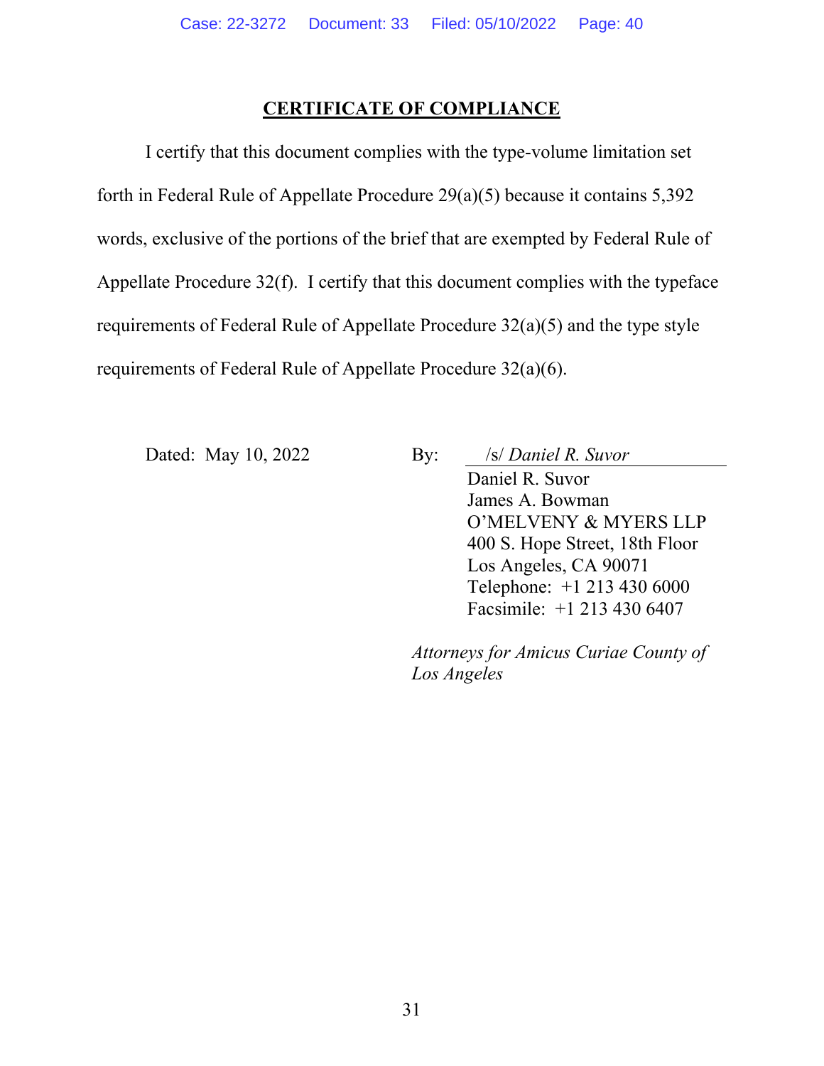## CERTIFICATE OF COMPLIANCE

I certify that this document complies with the type-volume limitation set forth in Federal Rule of Appellate Procedure 29(a)(5) because it contains 5,392 words, exclusive of the portions of the brief that are exempted by Federal Rule of Appellate Procedure 32(f). I certify that this document complies with the typeface requirements of Federal Rule of Appellate Procedure 32(a)(5) and the type style requirements of Federal Rule of Appellate Procedure 32(a)(6).

Dated: May 10, 2022

By: /s/ *Daniel R. Suvor*

Daniel R. Suvor
James A. Bowman
O'MELVENY & MYERS LLP
400 S. Hope Street, 18th Floor
Los Angeles, CA 90071
Telephone: +1 213 430 6000
Facsimile: +1 213 430 6407

*Attorneys for Amicus Curiae County of Los Angeles*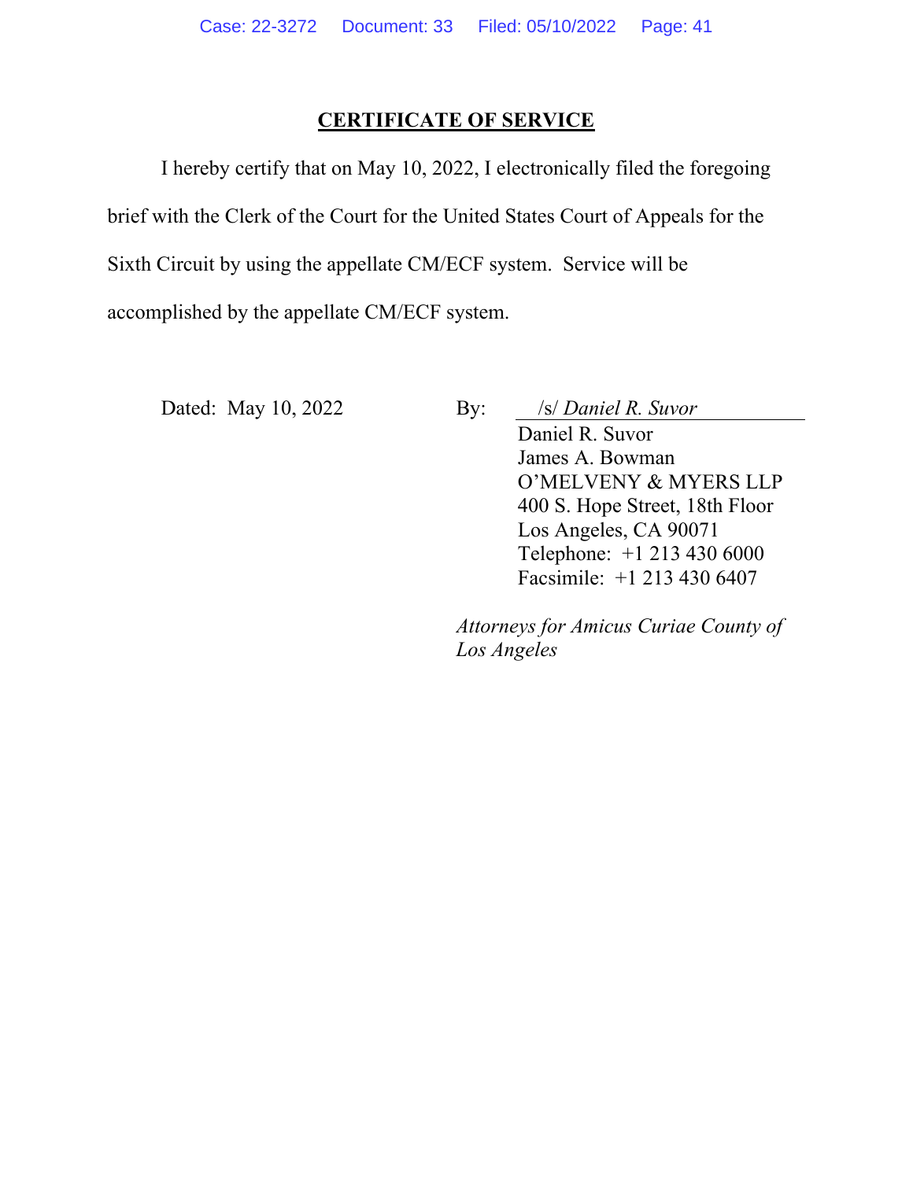## CERTIFICATE OF SERVICE

I hereby certify that on May 10, 2022, I electronically filed the foregoing brief with the Clerk of the Court for the United States Court of Appeals for the Sixth Circuit by using the appellate CM/ECF system. Service will be accomplished by the appellate CM/ECF system.

Dated: May 10, 2022

By: /s/ *Daniel R. Suvor*

Daniel R. Suvor
James A. Bowman
O'MELVENY & MYERS LLP
400 S. Hope Street, 18th Floor
Los Angeles, CA 90071
Telephone: +1 213 430 6000
Facsimile: +1 213 430 6407

*Attorneys for Amicus Curiae County of Los Angeles*